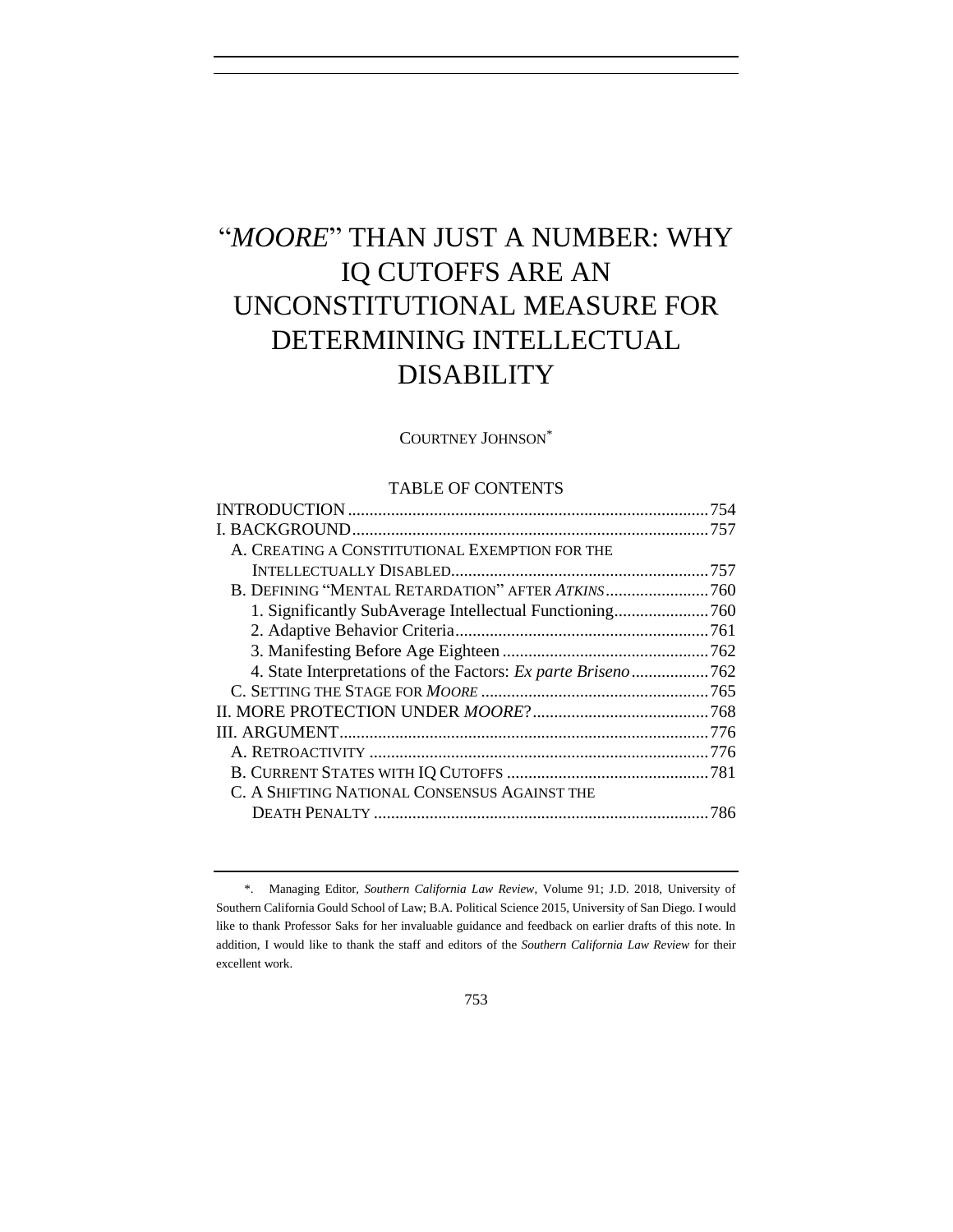# "*MOORE*" THAN JUST A NUMBER: WHY IQ CUTOFFS ARE AN UNCONSTITUTIONAL MEASURE FOR DETERMINING INTELLECTUAL DISABILITY

COURTNEY JOHNSON*

TABLE OF CONTENTS

INTRODUCTION .......... 754
I. BACKGROUND .......... 757
  A. CREATING A CONSTITUTIONAL EXEMPTION FOR THE INTELLECTUALLY DISABLED .......... 757
  B. DEFINING "MENTAL RETARDATION" AFTER *ATKINS* .......... 760
    1. Significantly SubAverage Intellectual Functioning .......... 760
    2. Adaptive Behavior Criteria .......... 761
    3. Manifesting Before Age Eighteen .......... 762
    4. State Interpretations of the Factors: *Ex parte Briseno* .......... 762
  C. SETTING THE STAGE FOR *MOORE* .......... 765
II. MORE PROTECTION UNDER *MOORE*? .......... 768
III. ARGUMENT .......... 776
  A. RETROACTIVITY .......... 776
  B. CURRENT STATES WITH IQ CUTOFFS .......... 781
  C. A SHIFTING NATIONAL CONSENSUS AGAINST THE DEATH PENALTY .......... 786

---

\*. Managing Editor, *Southern California Law Review*, Volume 91; J.D. 2018, University of Southern California Gould School of Law; B.A. Political Science 2015, University of San Diego. I would like to thank Professor Saks for her invaluable guidance and feedback on earlier drafts of this note. In addition, I would like to thank the staff and editors of the *Southern California Law Review* for their excellent work.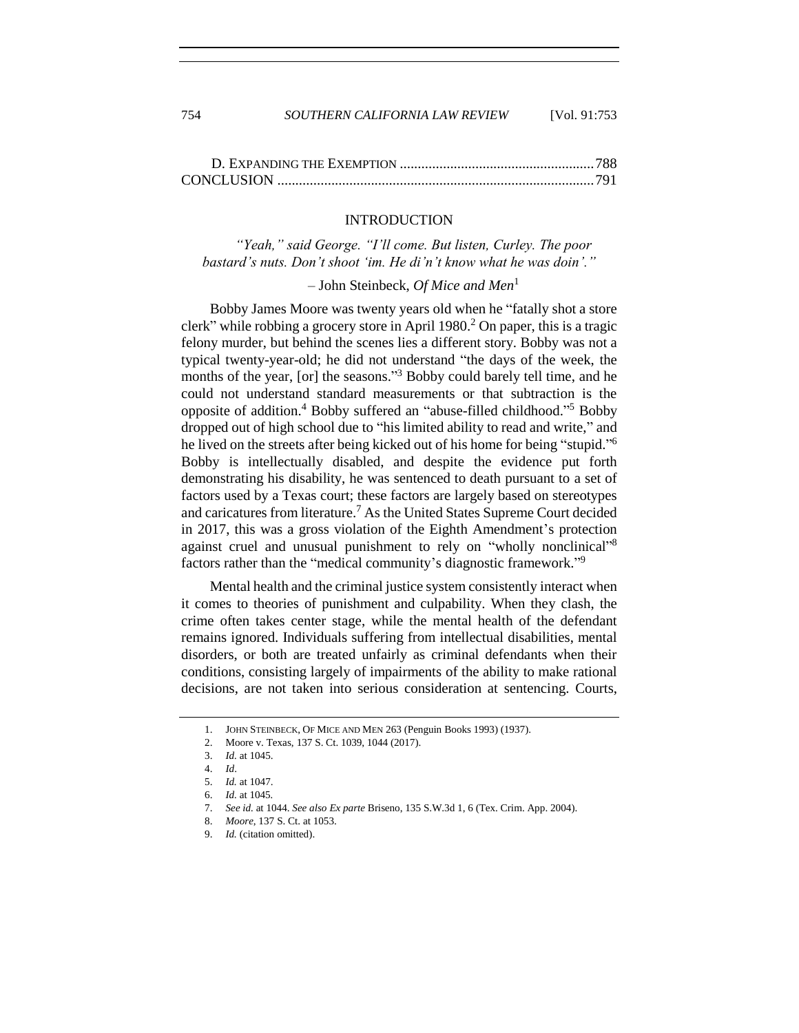D. EXPANDING THE EXEMPTION ...................................................... 788
CONCLUSION ........................................................................................ 791

## INTRODUCTION

> *"Yeah," said George. "I'll come. But listen, Curley. The poor bastard's nuts. Don't shoot 'im. He di'n't know what he was doin'."*
>
> – John Steinbeck, *Of Mice and Men*[1]

Bobby James Moore was twenty years old when he "fatally shot a store clerk" while robbing a grocery store in April 1980.[2] On paper, this is a tragic felony murder, but behind the scenes lies a different story. Bobby was not a typical twenty-year-old; he did not understand "the days of the week, the months of the year, [or] the seasons."[3] Bobby could barely tell time, and he could not understand standard measurements or that subtraction is the opposite of addition.[4] Bobby suffered an "abuse-filled childhood."[5] Bobby dropped out of high school due to "his limited ability to read and write," and he lived on the streets after being kicked out of his home for being "stupid."[6] Bobby is intellectually disabled, and despite the evidence put forth demonstrating his disability, he was sentenced to death pursuant to a set of factors used by a Texas court; these factors are largely based on stereotypes and caricatures from literature.[7] As the United States Supreme Court decided in 2017, this was a gross violation of the Eighth Amendment's protection against cruel and unusual punishment to rely on "wholly nonclinical"[8] factors rather than the "medical community's diagnostic framework."[9]

Mental health and the criminal justice system consistently interact when it comes to theories of punishment and culpability. When they clash, the crime often takes center stage, while the mental health of the defendant remains ignored. Individuals suffering from intellectual disabilities, mental disorders, or both are treated unfairly as criminal defendants when their conditions, consisting largely of impairments of the ability to make rational decisions, are not taken into serious consideration at sentencing. Courts,

---

1. JOHN STEINBECK, OF MICE AND MEN 263 (Penguin Books 1993) (1937).
2. Moore v. Texas, 137 S. Ct. 1039, 1044 (2017).
3. *Id.* at 1045.
4. *Id*.
5. *Id.* at 1047.
6. *Id.* at 1045.
7. *See id.* at 1044. *See also Ex parte* Briseno, 135 S.W.3d 1, 6 (Tex. Crim. App. 2004).
8. *Moore*, 137 S. Ct. at 1053.
9. *Id.* (citation omitted).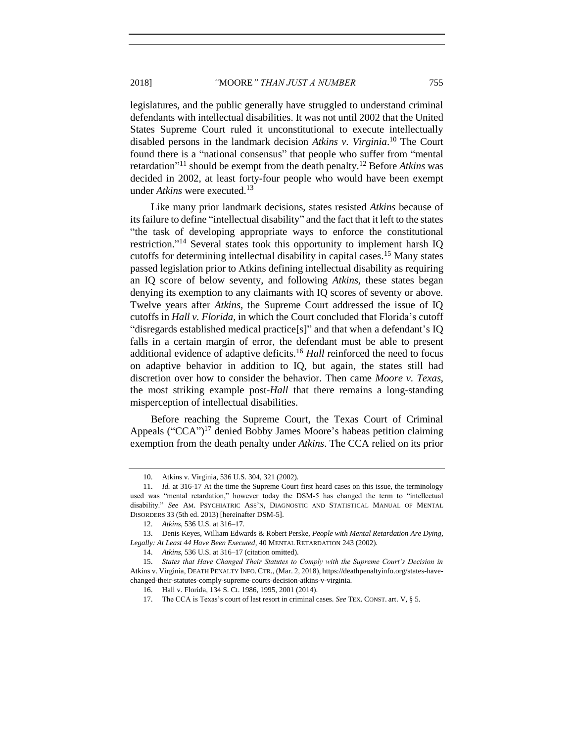legislatures, and the public generally have struggled to understand criminal defendants with intellectual disabilities. It was not until 2002 that the United States Supreme Court ruled it unconstitutional to execute intellectually disabled persons in the landmark decision *Atkins v. Virginia*.[10] The Court found there is a "national consensus" that people who suffer from "mental retardation"[11] should be exempt from the death penalty.[12] Before *Atkins* was decided in 2002, at least forty-four people who would have been exempt under *Atkins* were executed.[13]

Like many prior landmark decisions, states resisted *Atkins* because of its failure to define "intellectual disability" and the fact that it left to the states "the task of developing appropriate ways to enforce the constitutional restriction."[14] Several states took this opportunity to implement harsh IQ cutoffs for determining intellectual disability in capital cases.[15] Many states passed legislation prior to Atkins defining intellectual disability as requiring an IQ score of below seventy, and following *Atkins*, these states began denying its exemption to any claimants with IQ scores of seventy or above. Twelve years after *Atkins*, the Supreme Court addressed the issue of IQ cutoffs in *Hall v. Florida*, in which the Court concluded that Florida's cutoff "disregards established medical practice[s]" and that when a defendant's IQ falls in a certain margin of error, the defendant must be able to present additional evidence of adaptive deficits.[16] *Hall* reinforced the need to focus on adaptive behavior in addition to IQ, but again, the states still had discretion over how to consider the behavior. Then came *Moore v. Texas*, the most striking example post-*Hall* that there remains a long-standing misperception of intellectual disabilities.

Before reaching the Supreme Court, the Texas Court of Criminal Appeals ("CCA")[17] denied Bobby James Moore's habeas petition claiming exemption from the death penalty under *Atkins*. The CCA relied on its prior

---

10. Atkins v. Virginia, 536 U.S. 304, 321 (2002).

11. *Id.* at 316-17 At the time the Supreme Court first heard cases on this issue, the terminology used was "mental retardation," however today the DSM-5 has changed the term to "intellectual disability." *See* AM. PSYCHIATRIC ASS'N, DIAGNOSTIC AND STATISTICAL MANUAL OF MENTAL DISORDERS 33 (5th ed. 2013) [hereinafter DSM-5].

12. *Atkins*, 536 U.S. at 316–17.

13. Denis Keyes, William Edwards & Robert Perske, *People with Mental Retardation Are Dying, Legally: At Least 44 Have Been Executed*, 40 MENTAL RETARDATION 243 (2002).

14. *Atkins*, 536 U.S. at 316–17 (citation omitted).

15. *States that Have Changed Their Statutes to Comply with the Supreme Court's Decision in* Atkins v. Virginia, DEATH PENALTY INFO. CTR., (Mar. 2, 2018), https://deathpenaltyinfo.org/states-have-changed-their-statutes-comply-supreme-courts-decision-atkins-v-virginia.

16. Hall v. Florida, 134 S. Ct. 1986, 1995, 2001 (2014).

17. The CCA is Texas's court of last resort in criminal cases. *See* TEX. CONST. art. V, § 5.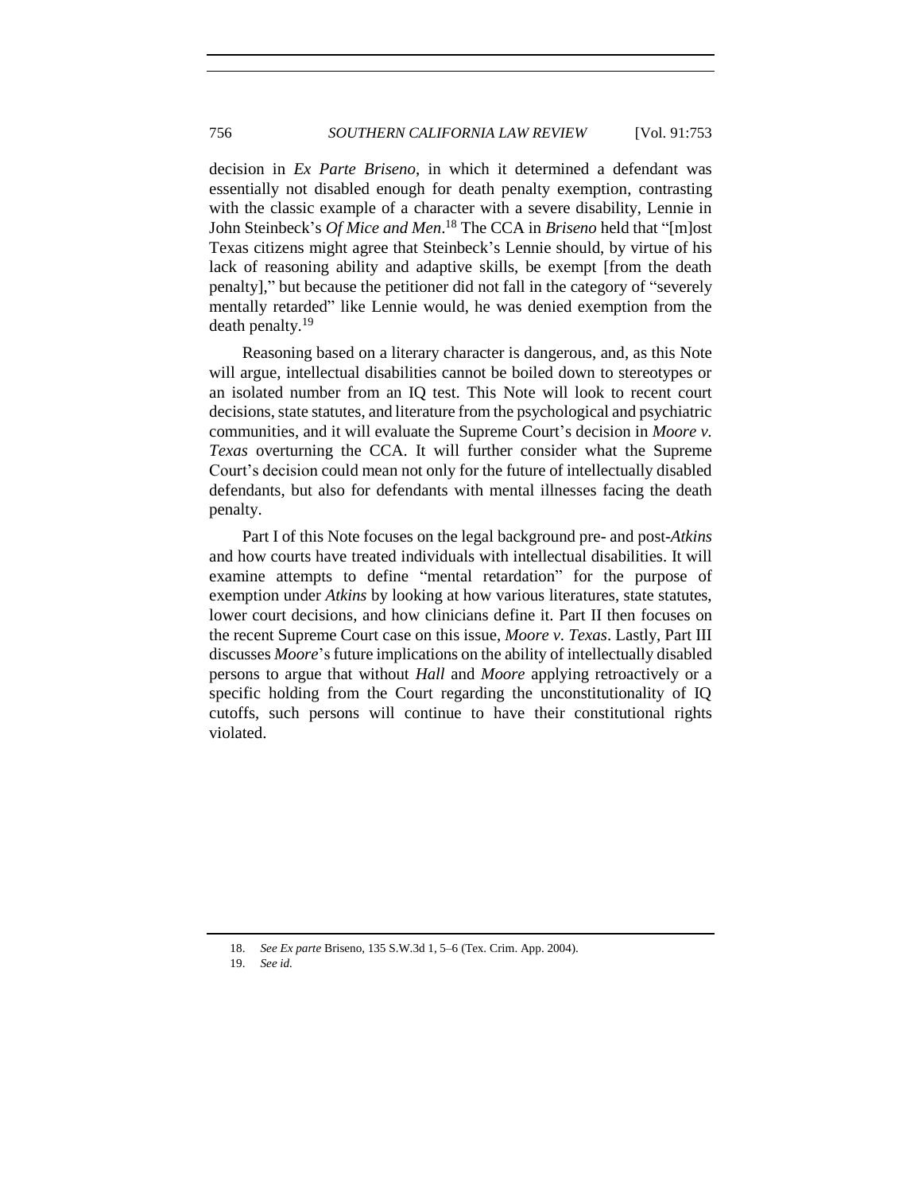decision in *Ex Parte Briseno*, in which it determined a defendant was essentially not disabled enough for death penalty exemption, contrasting with the classic example of a character with a severe disability, Lennie in John Steinbeck's *Of Mice and Men*.[18] The CCA in *Briseno* held that "[m]ost Texas citizens might agree that Steinbeck's Lennie should, by virtue of his lack of reasoning ability and adaptive skills, be exempt [from the death penalty]," but because the petitioner did not fall in the category of "severely mentally retarded" like Lennie would, he was denied exemption from the death penalty.[19]

Reasoning based on a literary character is dangerous, and, as this Note will argue, intellectual disabilities cannot be boiled down to stereotypes or an isolated number from an IQ test. This Note will look to recent court decisions, state statutes, and literature from the psychological and psychiatric communities, and it will evaluate the Supreme Court's decision in *Moore v. Texas* overturning the CCA. It will further consider what the Supreme Court's decision could mean not only for the future of intellectually disabled defendants, but also for defendants with mental illnesses facing the death penalty.

Part I of this Note focuses on the legal background pre- and post-*Atkins* and how courts have treated individuals with intellectual disabilities. It will examine attempts to define "mental retardation" for the purpose of exemption under *Atkins* by looking at how various literatures, state statutes, lower court decisions, and how clinicians define it. Part II then focuses on the recent Supreme Court case on this issue, *Moore v. Texas*. Lastly, Part III discusses *Moore*'s future implications on the ability of intellectually disabled persons to argue that without *Hall* and *Moore* applying retroactively or a specific holding from the Court regarding the unconstitutionality of IQ cutoffs, such persons will continue to have their constitutional rights violated.

18. *See Ex parte* Briseno, 135 S.W.3d 1, 5–6 (Tex. Crim. App. 2004).

19. *See id.*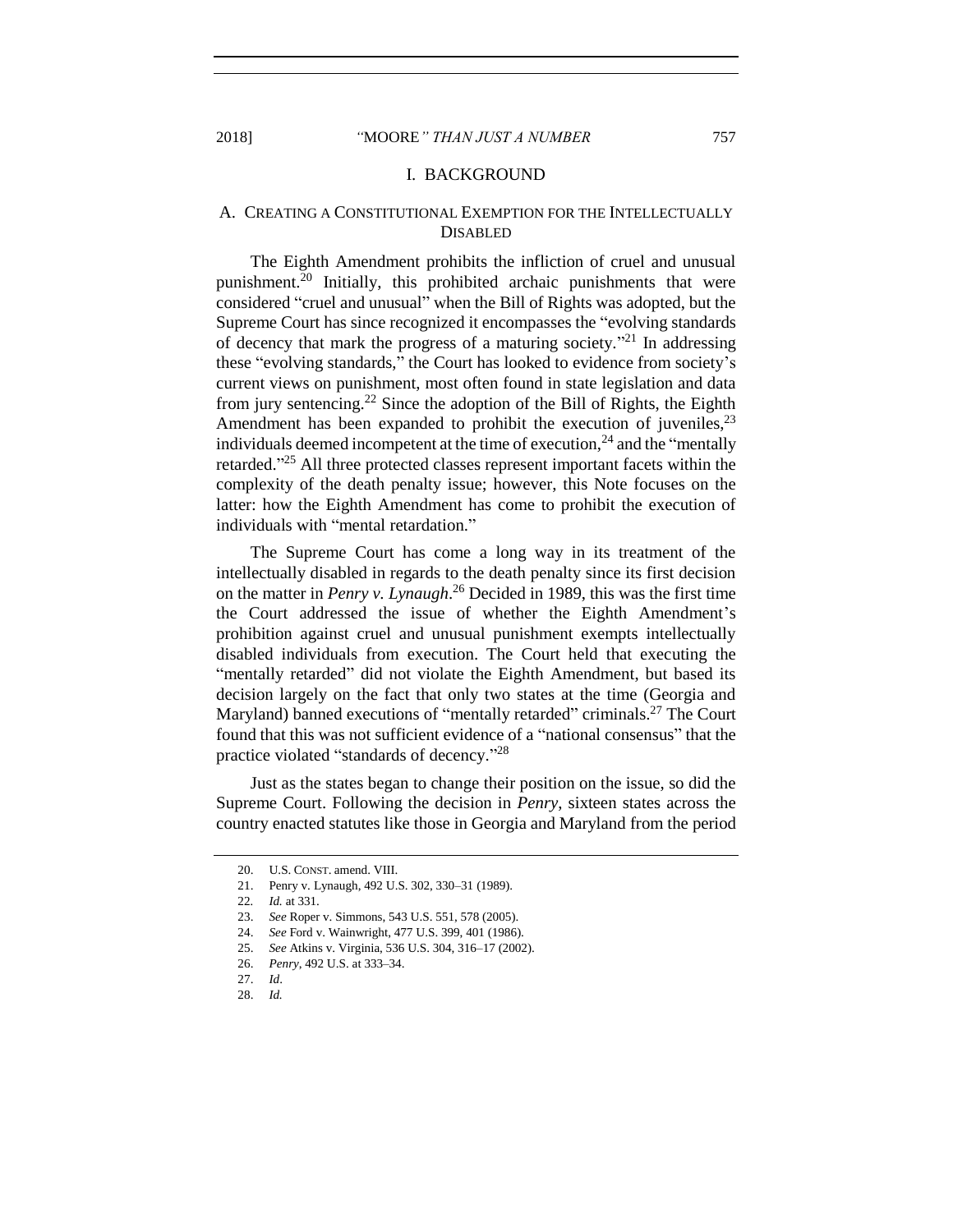## I. BACKGROUND

### A. CREATING A CONSTITUTIONAL EXEMPTION FOR THE INTELLECTUALLY DISABLED

The Eighth Amendment prohibits the infliction of cruel and unusual punishment.[20] Initially, this prohibited archaic punishments that were considered "cruel and unusual" when the Bill of Rights was adopted, but the Supreme Court has since recognized it encompasses the "evolving standards of decency that mark the progress of a maturing society."[21] In addressing these "evolving standards," the Court has looked to evidence from society's current views on punishment, most often found in state legislation and data from jury sentencing.[22] Since the adoption of the Bill of Rights, the Eighth Amendment has been expanded to prohibit the execution of juveniles,[23] individuals deemed incompetent at the time of execution,[24] and the "mentally retarded."[25] All three protected classes represent important facets within the complexity of the death penalty issue; however, this Note focuses on the latter: how the Eighth Amendment has come to prohibit the execution of individuals with "mental retardation."

The Supreme Court has come a long way in its treatment of the intellectually disabled in regards to the death penalty since its first decision on the matter in *Penry v. Lynaugh*.[26] Decided in 1989, this was the first time the Court addressed the issue of whether the Eighth Amendment's prohibition against cruel and unusual punishment exempts intellectually disabled individuals from execution. The Court held that executing the "mentally retarded" did not violate the Eighth Amendment, but based its decision largely on the fact that only two states at the time (Georgia and Maryland) banned executions of "mentally retarded" criminals.[27] The Court found that this was not sufficient evidence of a "national consensus" that the practice violated "standards of decency."[28]

Just as the states began to change their position on the issue, so did the Supreme Court. Following the decision in *Penry*, sixteen states across the country enacted statutes like those in Georgia and Maryland from the period

---

20. U.S. CONST. amend. VIII.
21. Penry v. Lynaugh, 492 U.S. 302, 330–31 (1989).
22. *Id.* at 331.
23. *See* Roper v. Simmons, 543 U.S. 551, 578 (2005).
24. *See* Ford v. Wainwright, 477 U.S. 399, 401 (1986).
25. *See* Atkins v. Virginia, 536 U.S. 304, 316–17 (2002).
26. *Penry*, 492 U.S. at 333–34.
27. *Id*.
28. *Id.*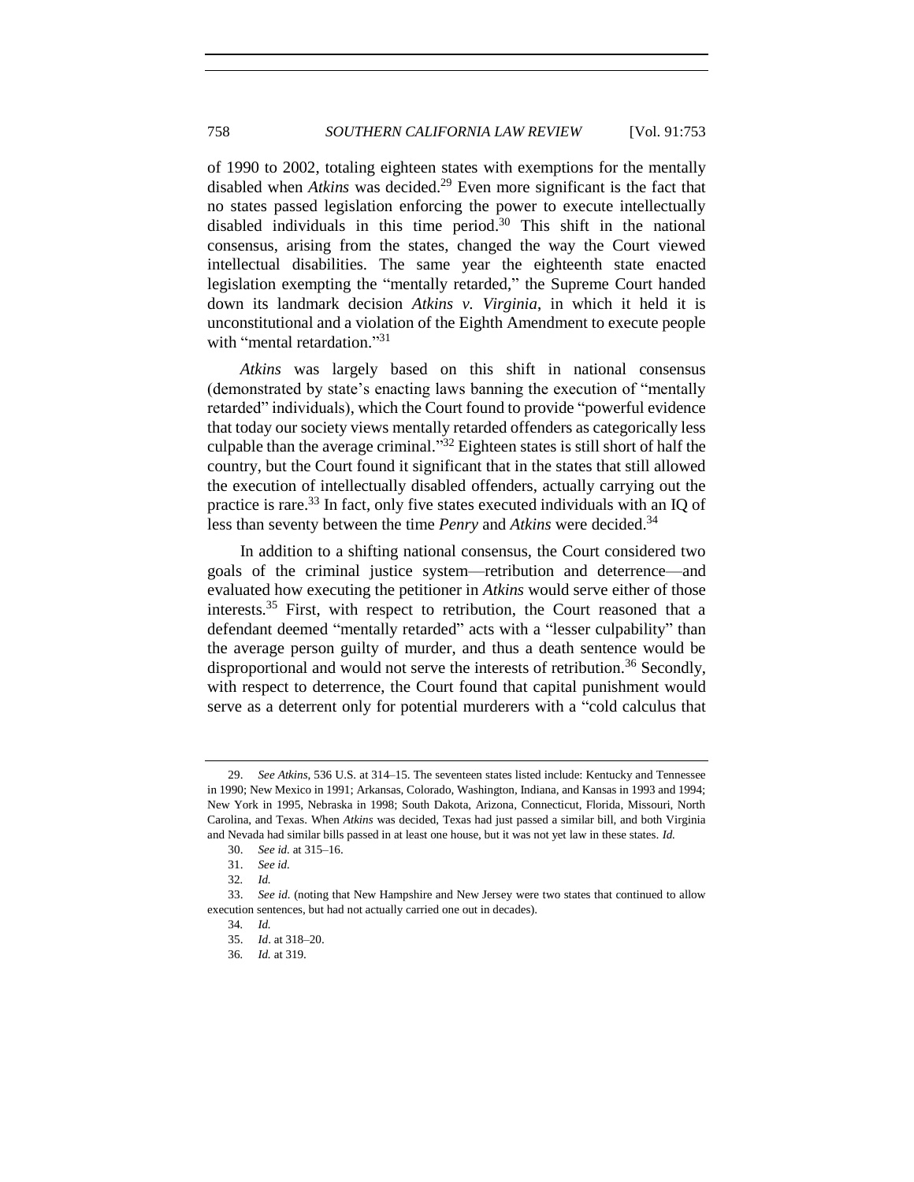of 1990 to 2002, totaling eighteen states with exemptions for the mentally disabled when *Atkins* was decided.[29] Even more significant is the fact that no states passed legislation enforcing the power to execute intellectually disabled individuals in this time period.[30] This shift in the national consensus, arising from the states, changed the way the Court viewed intellectual disabilities. The same year the eighteenth state enacted legislation exempting the "mentally retarded," the Supreme Court handed down its landmark decision *Atkins v. Virginia*, in which it held it is unconstitutional and a violation of the Eighth Amendment to execute people with "mental retardation."[31]

*Atkins* was largely based on this shift in national consensus (demonstrated by state's enacting laws banning the execution of "mentally retarded" individuals), which the Court found to provide "powerful evidence that today our society views mentally retarded offenders as categorically less culpable than the average criminal."[32] Eighteen states is still short of half the country, but the Court found it significant that in the states that still allowed the execution of intellectually disabled offenders, actually carrying out the practice is rare.[33] In fact, only five states executed individuals with an IQ of less than seventy between the time *Penry* and *Atkins* were decided.[34]

In addition to a shifting national consensus, the Court considered two goals of the criminal justice system—retribution and deterrence—and evaluated how executing the petitioner in *Atkins* would serve either of those interests.[35] First, with respect to retribution, the Court reasoned that a defendant deemed "mentally retarded" acts with a "lesser culpability" than the average person guilty of murder, and thus a death sentence would be disproportional and would not serve the interests of retribution.[36] Secondly, with respect to deterrence, the Court found that capital punishment would serve as a deterrent only for potential murderers with a "cold calculus that

---

29. *See Atkins*, 536 U.S. at 314–15. The seventeen states listed include: Kentucky and Tennessee in 1990; New Mexico in 1991; Arkansas, Colorado, Washington, Indiana, and Kansas in 1993 and 1994; New York in 1995, Nebraska in 1998; South Dakota, Arizona, Connecticut, Florida, Missouri, North Carolina, and Texas. When *Atkins* was decided, Texas had just passed a similar bill, and both Virginia and Nevada had similar bills passed in at least one house, but it was not yet law in these states. *Id.*

30. *See id.* at 315–16.

31. *See id.*

32. *Id.*

33. *See id.* (noting that New Hampshire and New Jersey were two states that continued to allow execution sentences, but had not actually carried one out in decades).

34. *Id.*

35. *Id*. at 318–20.

36. *Id.* at 319.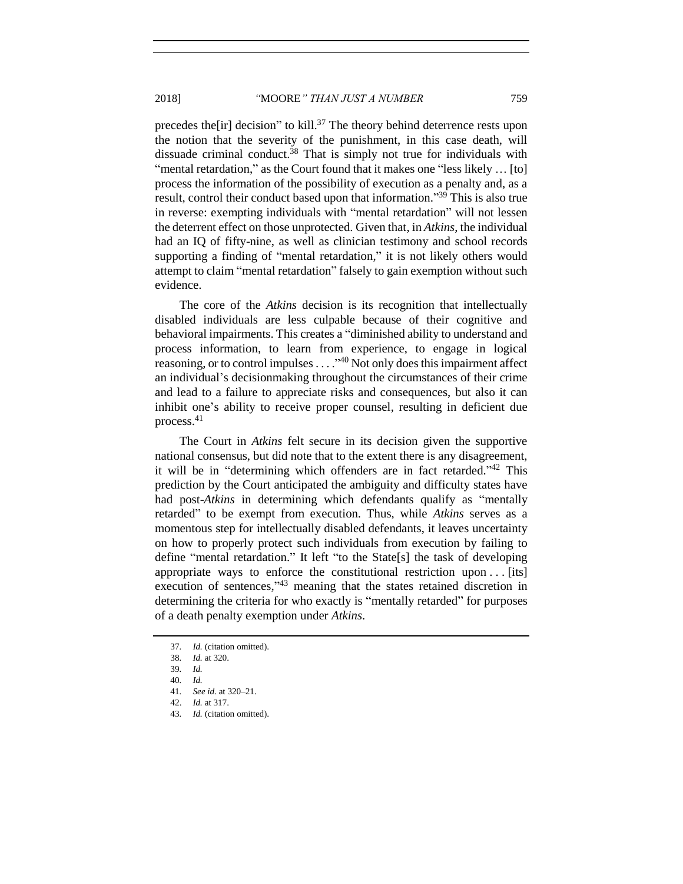precedes the[ir] decision" to kill.[37] The theory behind deterrence rests upon the notion that the severity of the punishment, in this case death, will dissuade criminal conduct.[38] That is simply not true for individuals with "mental retardation," as the Court found that it makes one "less likely … [to] process the information of the possibility of execution as a penalty and, as a result, control their conduct based upon that information."[39] This is also true in reverse: exempting individuals with "mental retardation" will not lessen the deterrent effect on those unprotected. Given that, in *Atkins*, the individual had an IQ of fifty-nine, as well as clinician testimony and school records supporting a finding of "mental retardation," it is not likely others would attempt to claim "mental retardation" falsely to gain exemption without such evidence.

The core of the *Atkins* decision is its recognition that intellectually disabled individuals are less culpable because of their cognitive and behavioral impairments. This creates a "diminished ability to understand and process information, to learn from experience, to engage in logical reasoning, or to control impulses . . . ."[40] Not only does this impairment affect an individual's decisionmaking throughout the circumstances of their crime and lead to a failure to appreciate risks and consequences, but also it can inhibit one's ability to receive proper counsel, resulting in deficient due process.[41]

The Court in *Atkins* felt secure in its decision given the supportive national consensus, but did note that to the extent there is any disagreement, it will be in "determining which offenders are in fact retarded."[42] This prediction by the Court anticipated the ambiguity and difficulty states have had post-*Atkins* in determining which defendants qualify as "mentally retarded" to be exempt from execution. Thus, while *Atkins* serves as a momentous step for intellectually disabled defendants, it leaves uncertainty on how to properly protect such individuals from execution by failing to define "mental retardation." It left "to the State[s] the task of developing appropriate ways to enforce the constitutional restriction upon . . . [its] execution of sentences,"[43] meaning that the states retained discretion in determining the criteria for who exactly is "mentally retarded" for purposes of a death penalty exemption under *Atkins*.

37. *Id.* (citation omitted).

38. *Id.* at 320.

39. *Id.*

40. *Id.*

41. *See id.* at 320–21.

42. *Id.* at 317.

43. *Id.* (citation omitted).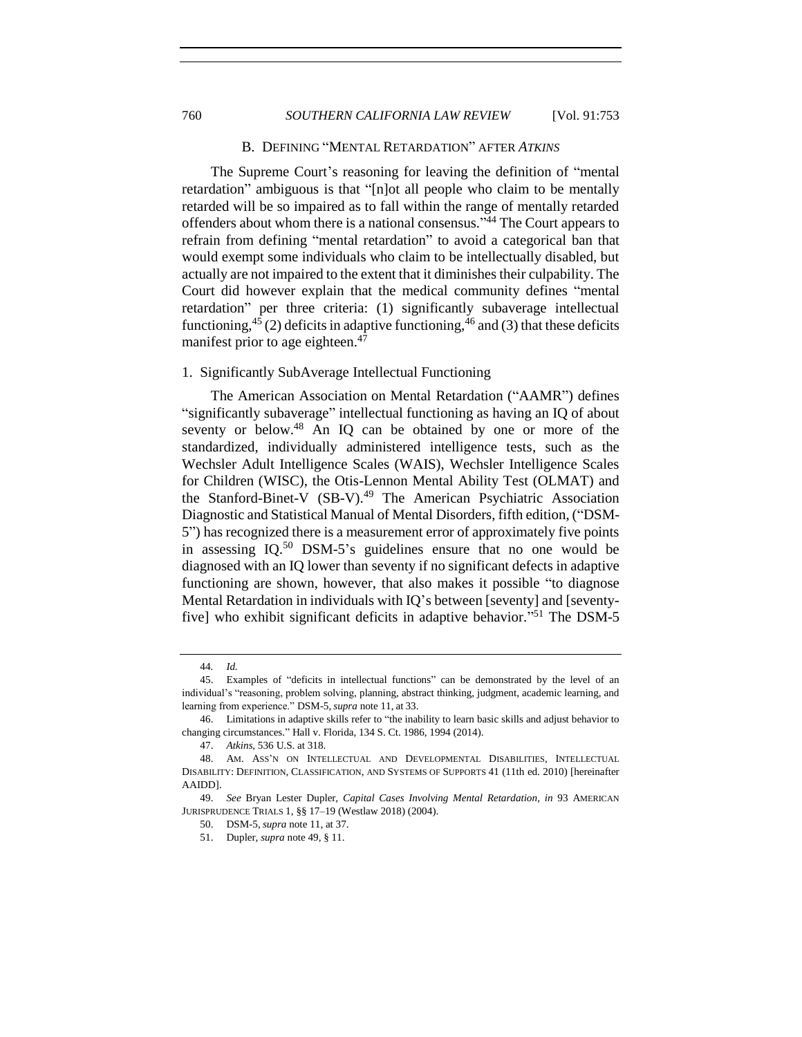### B. DEFINING "MENTAL RETARDATION" AFTER *ATKINS*

The Supreme Court's reasoning for leaving the definition of "mental retardation" ambiguous is that "[n]ot all people who claim to be mentally retarded will be so impaired as to fall within the range of mentally retarded offenders about whom there is a national consensus."[44] The Court appears to refrain from defining "mental retardation" to avoid a categorical ban that would exempt some individuals who claim to be intellectually disabled, but actually are not impaired to the extent that it diminishes their culpability. The Court did however explain that the medical community defines "mental retardation" per three criteria: (1) significantly subaverage intellectual functioning,[45] (2) deficits in adaptive functioning,[46] and (3) that these deficits manifest prior to age eighteen.[47]

#### 1. Significantly SubAverage Intellectual Functioning

The American Association on Mental Retardation ("AAMR") defines "significantly subaverage" intellectual functioning as having an IQ of about seventy or below.[48] An IQ can be obtained by one or more of the standardized, individually administered intelligence tests, such as the Wechsler Adult Intelligence Scales (WAIS), Wechsler Intelligence Scales for Children (WISC), the Otis-Lennon Mental Ability Test (OLMAT) and the Stanford-Binet-V (SB-V).[49] The American Psychiatric Association Diagnostic and Statistical Manual of Mental Disorders, fifth edition, ("DSM-5") has recognized there is a measurement error of approximately five points in assessing IQ.[50] DSM-5's guidelines ensure that no one would be diagnosed with an IQ lower than seventy if no significant defects in adaptive functioning are shown, however, that also makes it possible "to diagnose Mental Retardation in individuals with IQ's between [seventy] and [seventy-five] who exhibit significant deficits in adaptive behavior."[51] The DSM-5

---

44. *Id.*

45. Examples of "deficits in intellectual functions" can be demonstrated by the level of an individual's "reasoning, problem solving, planning, abstract thinking, judgment, academic learning, and learning from experience." DSM-5, *supra* note 11, at 33.

46. Limitations in adaptive skills refer to "the inability to learn basic skills and adjust behavior to changing circumstances." Hall v. Florida, 134 S. Ct. 1986, 1994 (2014).

47. *Atkins*, 536 U.S. at 318.

48. AM. ASS'N ON INTELLECTUAL AND DEVELOPMENTAL DISABILITIES, INTELLECTUAL DISABILITY: DEFINITION, CLASSIFICATION, AND SYSTEMS OF SUPPORTS 41 (11th ed. 2010) [hereinafter AAIDD].

49. *See* Bryan Lester Dupler, *Capital Cases Involving Mental Retardation*, *in* 93 AMERICAN JURISPRUDENCE TRIALS 1, §§ 17–19 (Westlaw 2018) (2004).

50. DSM-5, *supra* note 11, at 37.

51. Dupler, *supra* note 49, § 11.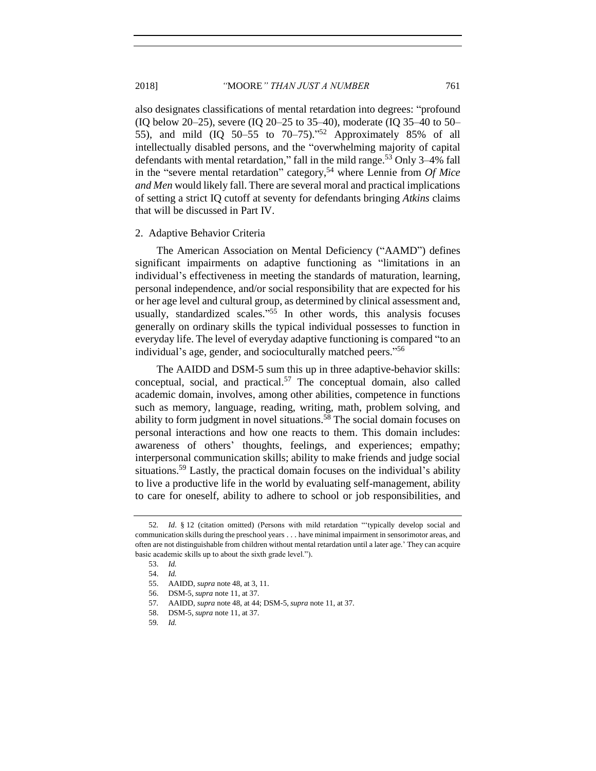also designates classifications of mental retardation into degrees: "profound (IQ below 20–25), severe (IQ 20–25 to 35–40), moderate (IQ 35–40 to 50–55), and mild (IQ 50–55 to 70–75)."[52] Approximately 85% of all intellectually disabled persons, and the "overwhelming majority of capital defendants with mental retardation," fall in the mild range.[53] Only 3–4% fall in the "severe mental retardation" category,[54] where Lennie from *Of Mice and Men* would likely fall. There are several moral and practical implications of setting a strict IQ cutoff at seventy for defendants bringing *Atkins* claims that will be discussed in Part IV.

### 2. Adaptive Behavior Criteria

The American Association on Mental Deficiency ("AAMD") defines significant impairments on adaptive functioning as "limitations in an individual's effectiveness in meeting the standards of maturation, learning, personal independence, and/or social responsibility that are expected for his or her age level and cultural group, as determined by clinical assessment and, usually, standardized scales."[55] In other words, this analysis focuses generally on ordinary skills the typical individual possesses to function in everyday life. The level of everyday adaptive functioning is compared "to an individual's age, gender, and socioculturally matched peers."[56]

The AAIDD and DSM-5 sum this up in three adaptive-behavior skills: conceptual, social, and practical.[57] The conceptual domain, also called academic domain, involves, among other abilities, competence in functions such as memory, language, reading, writing, math, problem solving, and ability to form judgment in novel situations.[58] The social domain focuses on personal interactions and how one reacts to them. This domain includes: awareness of others' thoughts, feelings, and experiences; empathy; interpersonal communication skills; ability to make friends and judge social situations.[59] Lastly, the practical domain focuses on the individual's ability to live a productive life in the world by evaluating self-management, ability to care for oneself, ability to adhere to school or job responsibilities, and

---

52. *Id*. § 12 (citation omitted) (Persons with mild retardation "'typically develop social and communication skills during the preschool years . . . have minimal impairment in sensorimotor areas, and often are not distinguishable from children without mental retardation until a later age.' They can acquire basic academic skills up to about the sixth grade level.").

53. *Id.*

54. *Id.*

55. AAIDD, *supra* note 48, at 3, 11.

56. DSM-5, *supra* note 11, at 37.

57. AAIDD, *supra* note 48, at 44; DSM-5, *supra* note 11, at 37.

58. DSM-5, *supra* note 11, at 37.

59. *Id.*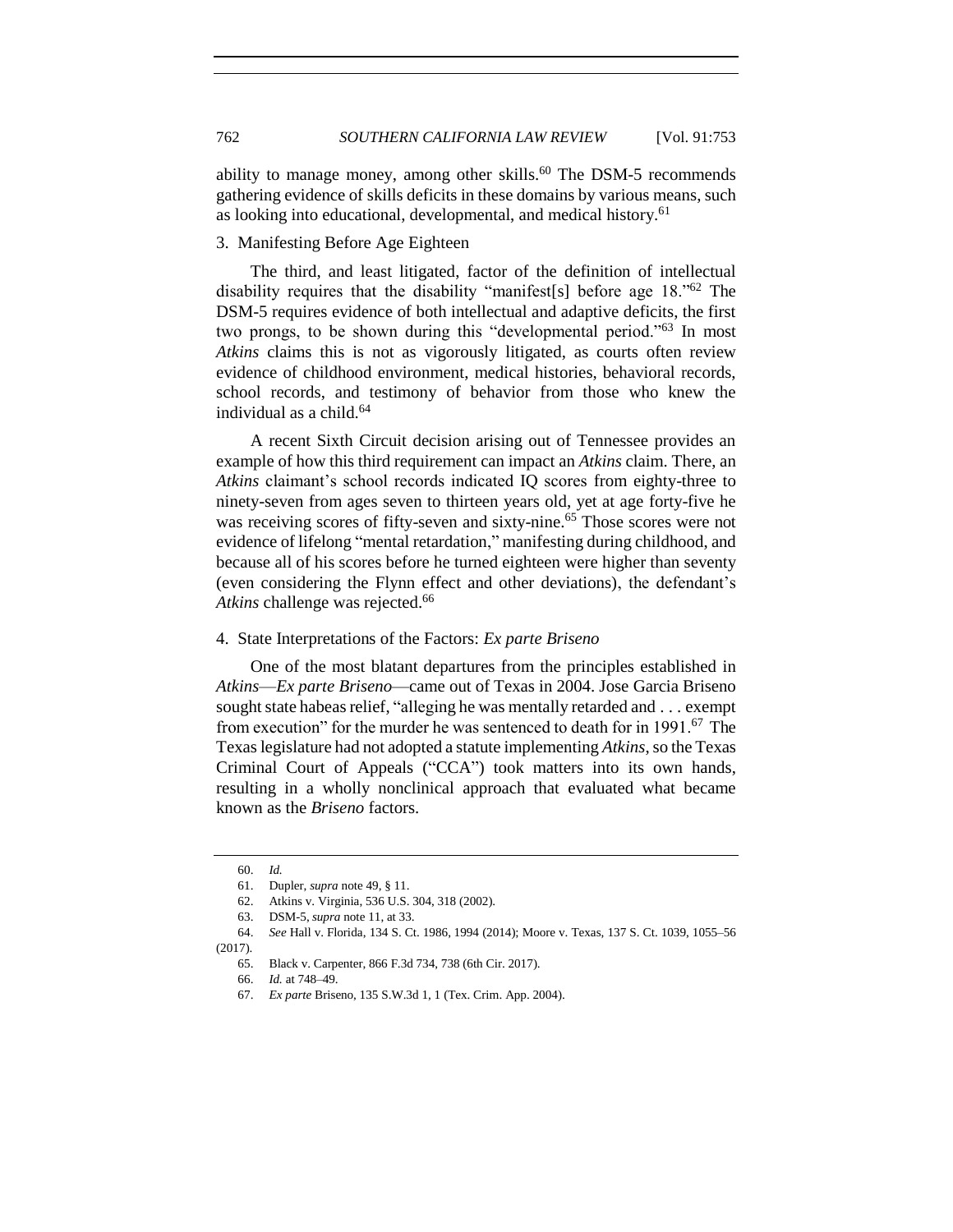ability to manage money, among other skills.[60] The DSM-5 recommends gathering evidence of skills deficits in these domains by various means, such as looking into educational, developmental, and medical history.[61]

### 3. Manifesting Before Age Eighteen

The third, and least litigated, factor of the definition of intellectual disability requires that the disability "manifest[s] before age 18."[62] The DSM-5 requires evidence of both intellectual and adaptive deficits, the first two prongs, to be shown during this "developmental period."[63] In most *Atkins* claims this is not as vigorously litigated, as courts often review evidence of childhood environment, medical histories, behavioral records, school records, and testimony of behavior from those who knew the individual as a child.[64]

A recent Sixth Circuit decision arising out of Tennessee provides an example of how this third requirement can impact an *Atkins* claim. There, an *Atkins* claimant's school records indicated IQ scores from eighty-three to ninety-seven from ages seven to thirteen years old, yet at age forty-five he was receiving scores of fifty-seven and sixty-nine.[65] Those scores were not evidence of lifelong "mental retardation," manifesting during childhood, and because all of his scores before he turned eighteen were higher than seventy (even considering the Flynn effect and other deviations), the defendant's *Atkins* challenge was rejected.[66]

### 4. State Interpretations of the Factors: *Ex parte Briseno*

One of the most blatant departures from the principles established in *Atkins*—*Ex parte Briseno*—came out of Texas in 2004. Jose Garcia Briseno sought state habeas relief, "alleging he was mentally retarded and . . . exempt from execution" for the murder he was sentenced to death for in 1991.[67] The Texas legislature had not adopted a statute implementing *Atkins*, so the Texas Criminal Court of Appeals ("CCA") took matters into its own hands, resulting in a wholly nonclinical approach that evaluated what became known as the *Briseno* factors.

---

60. *Id.*

61. Dupler, *supra* note 49, § 11.

62. Atkins v. Virginia, 536 U.S. 304, 318 (2002).

63. DSM-5, *supra* note 11, at 33.

64. *See* Hall v. Florida, 134 S. Ct. 1986, 1994 (2014); Moore v. Texas, 137 S. Ct. 1039, 1055–56 (2017).

65. Black v. Carpenter, 866 F.3d 734, 738 (6th Cir. 2017).

66. *Id.* at 748–49.

67. *Ex parte* Briseno, 135 S.W.3d 1, 1 (Tex. Crim. App. 2004).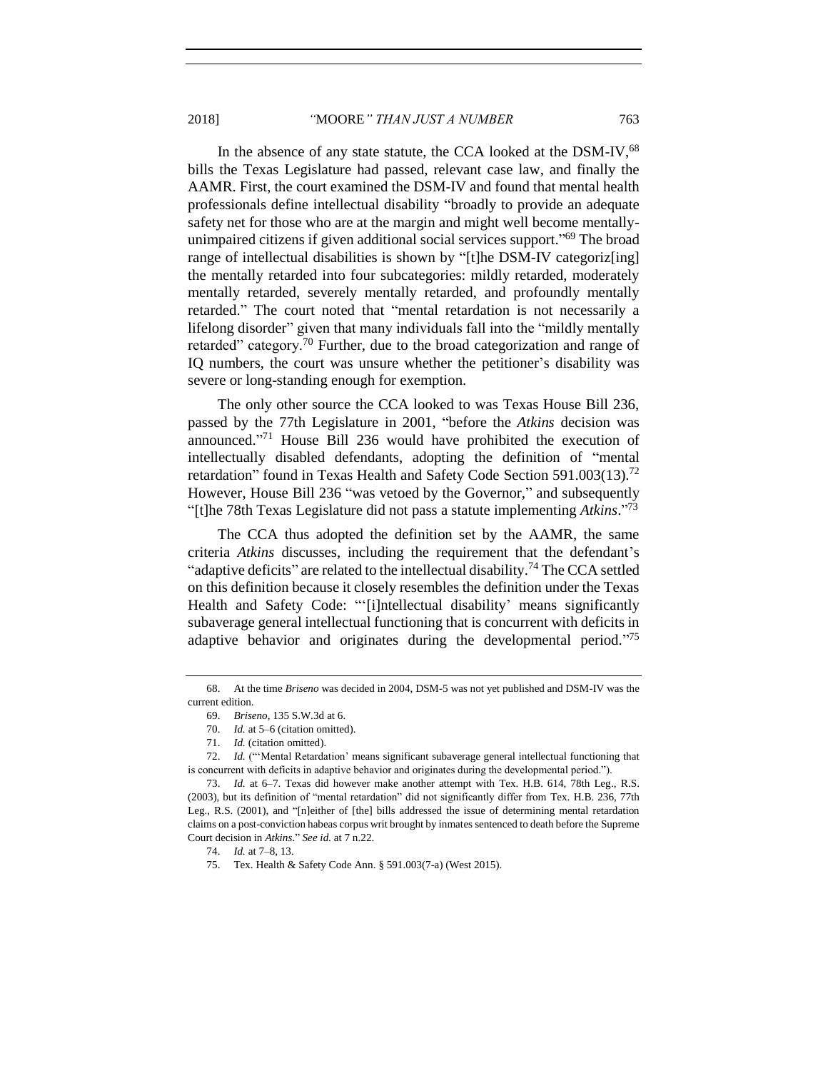In the absence of any state statute, the CCA looked at the DSM-IV,[68] bills the Texas Legislature had passed, relevant case law, and finally the AAMR. First, the court examined the DSM-IV and found that mental health professionals define intellectual disability "broadly to provide an adequate safety net for those who are at the margin and might well become mentally-unimpaired citizens if given additional social services support."[69] The broad range of intellectual disabilities is shown by "[t]he DSM-IV categoriz[ing] the mentally retarded into four subcategories: mildly retarded, moderately mentally retarded, severely mentally retarded, and profoundly mentally retarded." The court noted that "mental retardation is not necessarily a lifelong disorder" given that many individuals fall into the "mildly mentally retarded" category.[70] Further, due to the broad categorization and range of IQ numbers, the court was unsure whether the petitioner's disability was severe or long-standing enough for exemption.

The only other source the CCA looked to was Texas House Bill 236, passed by the 77th Legislature in 2001, "before the *Atkins* decision was announced."[71] House Bill 236 would have prohibited the execution of intellectually disabled defendants, adopting the definition of "mental retardation" found in Texas Health and Safety Code Section 591.003(13).[72] However, House Bill 236 "was vetoed by the Governor," and subsequently "[t]he 78th Texas Legislature did not pass a statute implementing *Atkins*."[73]

The CCA thus adopted the definition set by the AAMR, the same criteria *Atkins* discusses, including the requirement that the defendant's "adaptive deficits" are related to the intellectual disability.[74] The CCA settled on this definition because it closely resembles the definition under the Texas Health and Safety Code: "'[i]ntellectual disability' means significantly subaverage general intellectual functioning that is concurrent with deficits in adaptive behavior and originates during the developmental period."[75]

---

68. At the time *Briseno* was decided in 2004, DSM-5 was not yet published and DSM-IV was the current edition.

69. *Briseno*, 135 S.W.3d at 6.

70. *Id.* at 5–6 (citation omitted).

71. *Id.* (citation omitted).

72. *Id.* ("'Mental Retardation' means significant subaverage general intellectual functioning that is concurrent with deficits in adaptive behavior and originates during the developmental period.").

73. *Id.* at 6–7. Texas did however make another attempt with Tex. H.B. 614, 78th Leg., R.S. (2003), but its definition of "mental retardation" did not significantly differ from Tex. H.B. 236, 77th Leg., R.S. (2001), and "[n]either of [the] bills addressed the issue of determining mental retardation claims on a post-conviction habeas corpus writ brought by inmates sentenced to death before the Supreme Court decision in *Atkins*." *See id.* at 7 n.22.

74. *Id.* at 7–8, 13.

75. Tex. Health & Safety Code Ann. § 591.003(7-a) (West 2015).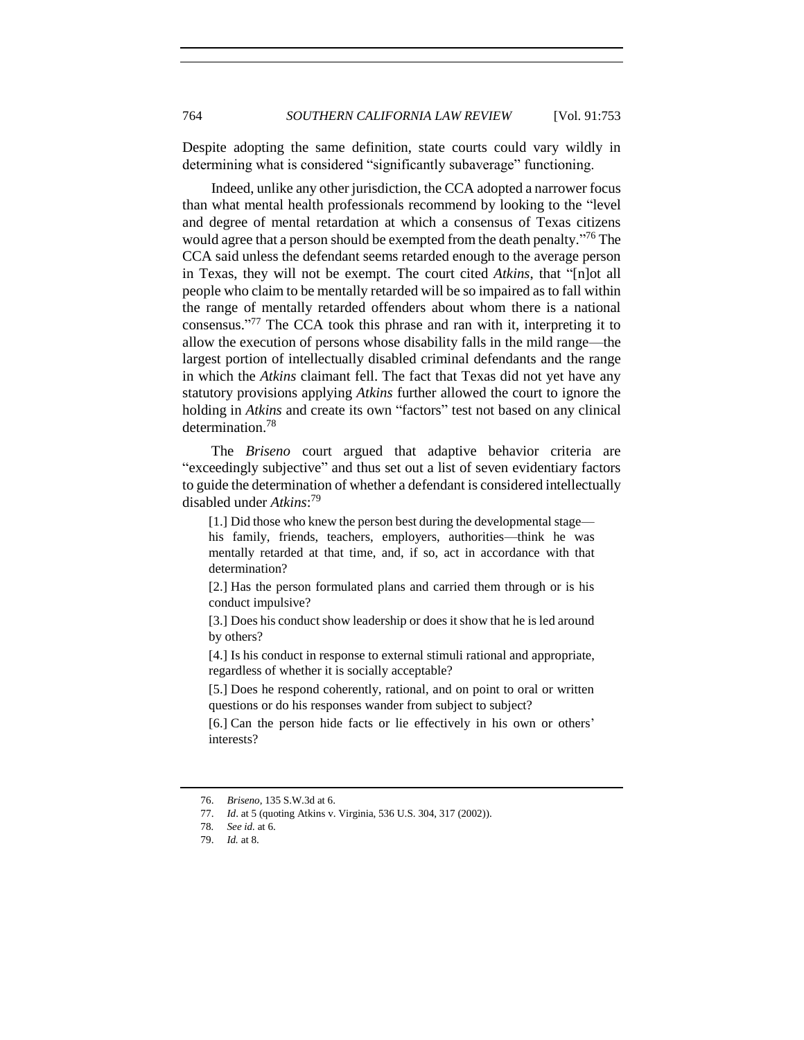Despite adopting the same definition, state courts could vary wildly in determining what is considered "significantly subaverage" functioning.

Indeed, unlike any other jurisdiction, the CCA adopted a narrower focus than what mental health professionals recommend by looking to the "level and degree of mental retardation at which a consensus of Texas citizens would agree that a person should be exempted from the death penalty."[76] The CCA said unless the defendant seems retarded enough to the average person in Texas, they will not be exempt. The court cited *Atkins*, that "[n]ot all people who claim to be mentally retarded will be so impaired as to fall within the range of mentally retarded offenders about whom there is a national consensus."[77] The CCA took this phrase and ran with it, interpreting it to allow the execution of persons whose disability falls in the mild range—the largest portion of intellectually disabled criminal defendants and the range in which the *Atkins* claimant fell. The fact that Texas did not yet have any statutory provisions applying *Atkins* further allowed the court to ignore the holding in *Atkins* and create its own "factors" test not based on any clinical determination.[78]

The *Briseno* court argued that adaptive behavior criteria are "exceedingly subjective" and thus set out a list of seven evidentiary factors to guide the determination of whether a defendant is considered intellectually disabled under *Atkins*:[79]

> [1.] Did those who knew the person best during the developmental stage—his family, friends, teachers, employers, authorities—think he was mentally retarded at that time, and, if so, act in accordance with that determination?
>
> [2.] Has the person formulated plans and carried them through or is his conduct impulsive?
>
> [3.] Does his conduct show leadership or does it show that he is led around by others?
>
> [4.] Is his conduct in response to external stimuli rational and appropriate, regardless of whether it is socially acceptable?
>
> [5.] Does he respond coherently, rational, and on point to oral or written questions or do his responses wander from subject to subject?
>
> [6.] Can the person hide facts or lie effectively in his own or others' interests?

---

76. *Briseno*, 135 S.W.3d at 6.

77. *Id*. at 5 (quoting Atkins v. Virginia, 536 U.S. 304, 317 (2002)).

78. *See id*. at 6.

79. *Id.* at 8.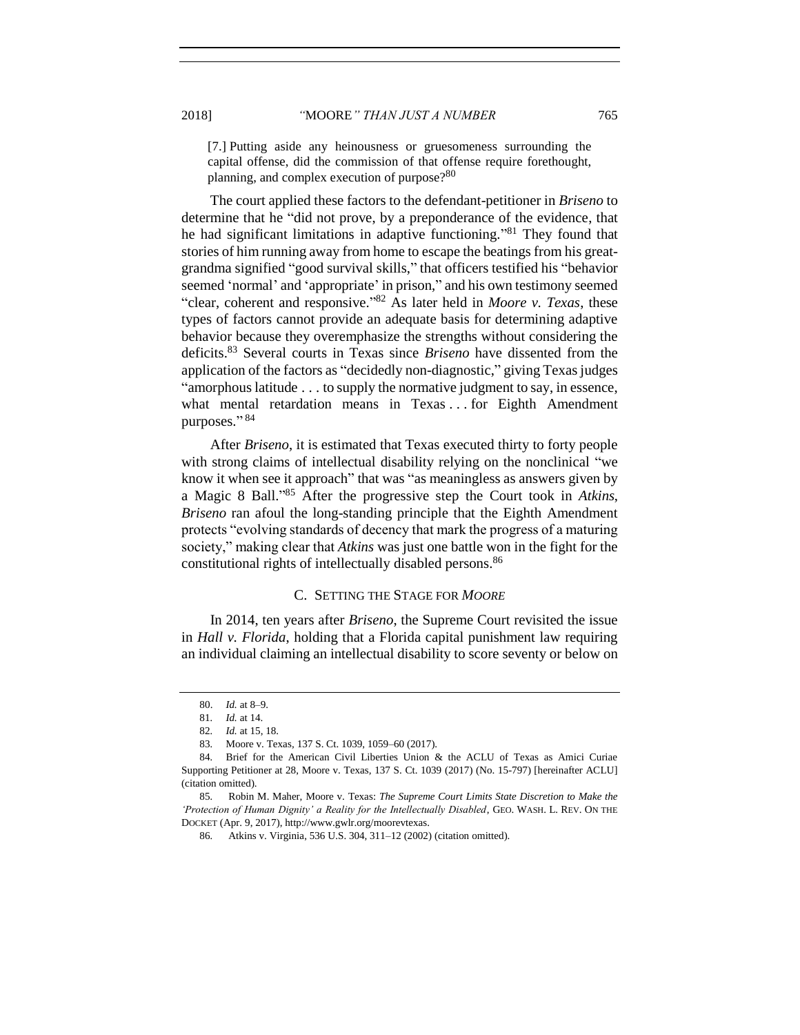[7.] Putting aside any heinousness or gruesomeness surrounding the capital offense, did the commission of that offense require forethought, planning, and complex execution of purpose?[80]

The court applied these factors to the defendant-petitioner in *Briseno* to determine that he "did not prove, by a preponderance of the evidence, that he had significant limitations in adaptive functioning."[81] They found that stories of him running away from home to escape the beatings from his great-grandma signified "good survival skills," that officers testified his "behavior seemed 'normal' and 'appropriate' in prison," and his own testimony seemed "clear, coherent and responsive."[82] As later held in *Moore v. Texas*, these types of factors cannot provide an adequate basis for determining adaptive behavior because they overemphasize the strengths without considering the deficits.[83] Several courts in Texas since *Briseno* have dissented from the application of the factors as "decidedly non-diagnostic," giving Texas judges "amorphous latitude . . . to supply the normative judgment to say, in essence, what mental retardation means in Texas . . . for Eighth Amendment purposes." [84]

After *Briseno*, it is estimated that Texas executed thirty to forty people with strong claims of intellectual disability relying on the nonclinical "we know it when see it approach" that was "as meaningless as answers given by a Magic 8 Ball."[85] After the progressive step the Court took in *Atkins*, *Briseno* ran afoul the long-standing principle that the Eighth Amendment protects "evolving standards of decency that mark the progress of a maturing society," making clear that *Atkins* was just one battle won in the fight for the constitutional rights of intellectually disabled persons.[86]

### C. Setting the Stage for *Moore*

In 2014, ten years after *Briseno*, the Supreme Court revisited the issue in *Hall v. Florida*, holding that a Florida capital punishment law requiring an individual claiming an intellectual disability to score seventy or below on

---

80. *Id.* at 8–9.

81. *Id.* at 14.

82. *Id.* at 15, 18.

83. Moore v. Texas, 137 S. Ct. 1039, 1059–60 (2017).

84. Brief for the American Civil Liberties Union & the ACLU of Texas as Amici Curiae Supporting Petitioner at 28, Moore v. Texas, 137 S. Ct. 1039 (2017) (No. 15-797) [hereinafter ACLU] (citation omitted).

85. Robin M. Maher, Moore v. Texas: *The Supreme Court Limits State Discretion to Make the 'Protection of Human Dignity' a Reality for the Intellectually Disabled*, GEO. WASH. L. REV. ON THE DOCKET (Apr. 9, 2017), http://www.gwlr.org/moorevtexas.

86. Atkins v. Virginia, 536 U.S. 304, 311–12 (2002) (citation omitted).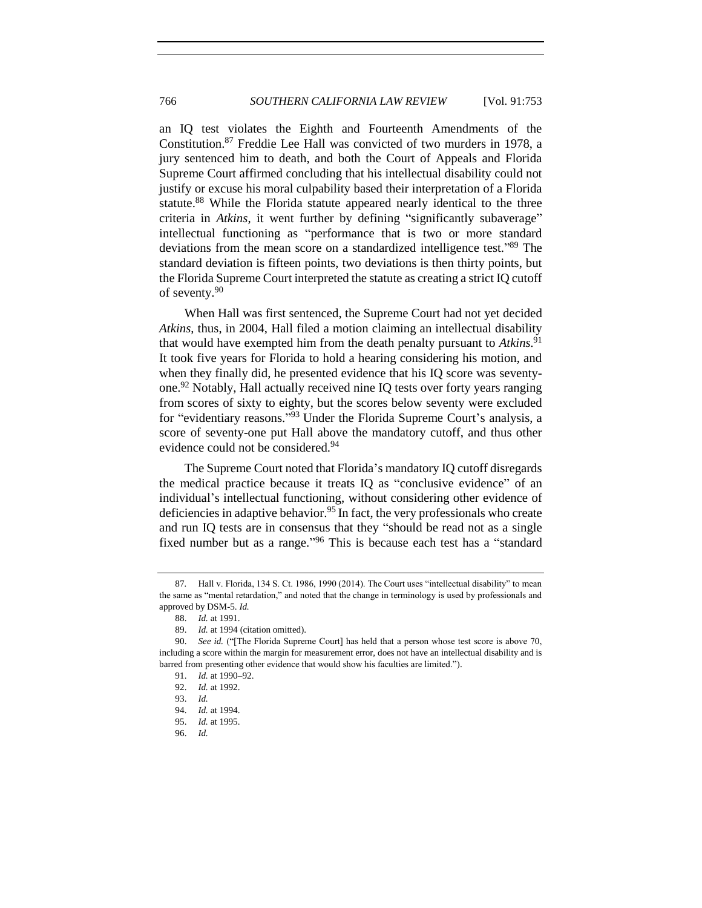an IQ test violates the Eighth and Fourteenth Amendments of the Constitution.[87] Freddie Lee Hall was convicted of two murders in 1978, a jury sentenced him to death, and both the Court of Appeals and Florida Supreme Court affirmed concluding that his intellectual disability could not justify or excuse his moral culpability based their interpretation of a Florida statute.[88] While the Florida statute appeared nearly identical to the three criteria in *Atkins*, it went further by defining "significantly subaverage" intellectual functioning as "performance that is two or more standard deviations from the mean score on a standardized intelligence test."[89] The standard deviation is fifteen points, two deviations is then thirty points, but the Florida Supreme Court interpreted the statute as creating a strict IQ cutoff of seventy.[90]

When Hall was first sentenced, the Supreme Court had not yet decided *Atkins*, thus, in 2004, Hall filed a motion claiming an intellectual disability that would have exempted him from the death penalty pursuant to *Atkins*.[91] It took five years for Florida to hold a hearing considering his motion, and when they finally did, he presented evidence that his IQ score was seventy-one.[92] Notably, Hall actually received nine IQ tests over forty years ranging from scores of sixty to eighty, but the scores below seventy were excluded for "evidentiary reasons."[93] Under the Florida Supreme Court's analysis, a score of seventy-one put Hall above the mandatory cutoff, and thus other evidence could not be considered.[94]

The Supreme Court noted that Florida's mandatory IQ cutoff disregards the medical practice because it treats IQ as "conclusive evidence" of an individual's intellectual functioning, without considering other evidence of deficiencies in adaptive behavior.[95] In fact, the very professionals who create and run IQ tests are in consensus that they "should be read not as a single fixed number but as a range."[96] This is because each test has a "standard

---

87. Hall v. Florida, 134 S. Ct. 1986, 1990 (2014). The Court uses "intellectual disability" to mean the same as "mental retardation," and noted that the change in terminology is used by professionals and approved by DSM-5. *Id.*

88. *Id.* at 1991.

89. *Id.* at 1994 (citation omitted).

90. *See id.* ("[The Florida Supreme Court] has held that a person whose test score is above 70, including a score within the margin for measurement error, does not have an intellectual disability and is barred from presenting other evidence that would show his faculties are limited.").

91. *Id.* at 1990–92.

92. *Id.* at 1992.

93. *Id.*

94. *Id.* at 1994.

95. *Id.* at 1995.

96. *Id.*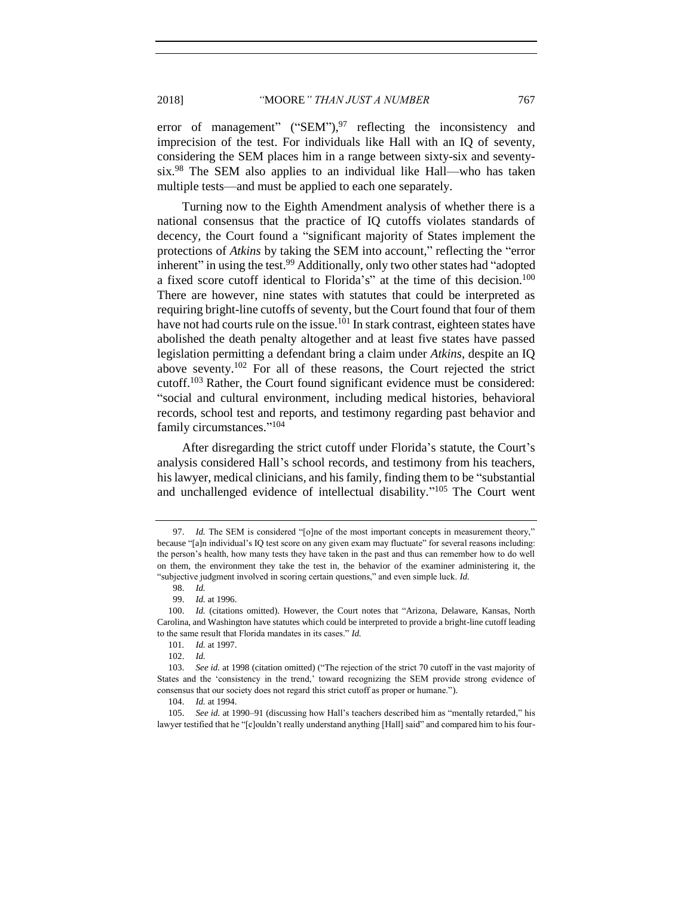error of management" ("SEM"),[97] reflecting the inconsistency and imprecision of the test. For individuals like Hall with an IQ of seventy, considering the SEM places him in a range between sixty-six and seventy-six.[98] The SEM also applies to an individual like Hall—who has taken multiple tests—and must be applied to each one separately.

Turning now to the Eighth Amendment analysis of whether there is a national consensus that the practice of IQ cutoffs violates standards of decency, the Court found a "significant majority of States implement the protections of *Atkins* by taking the SEM into account," reflecting the "error inherent" in using the test.[99] Additionally, only two other states had "adopted a fixed score cutoff identical to Florida's" at the time of this decision.[100] There are however, nine states with statutes that could be interpreted as requiring bright-line cutoffs of seventy, but the Court found that four of them have not had courts rule on the issue.[101] In stark contrast, eighteen states have abolished the death penalty altogether and at least five states have passed legislation permitting a defendant bring a claim under *Atkins*, despite an IQ above seventy.[102] For all of these reasons, the Court rejected the strict cutoff.[103] Rather, the Court found significant evidence must be considered: "social and cultural environment, including medical histories, behavioral records, school test and reports, and testimony regarding past behavior and family circumstances."[104]

After disregarding the strict cutoff under Florida's statute, the Court's analysis considered Hall's school records, and testimony from his teachers, his lawyer, medical clinicians, and his family, finding them to be "substantial and unchallenged evidence of intellectual disability."[105] The Court went

---

97. *Id.* The SEM is considered "[o]ne of the most important concepts in measurement theory," because "[a]n individual's IQ test score on any given exam may fluctuate" for several reasons including: the person's health, how many tests they have taken in the past and thus can remember how to do well on them, the environment they take the test in, the behavior of the examiner administering it, the "subjective judgment involved in scoring certain questions," and even simple luck. *Id.*

98. *Id.*

99. *Id.* at 1996.

100. *Id.* (citations omitted). However, the Court notes that "Arizona, Delaware, Kansas, North Carolina, and Washington have statutes which could be interpreted to provide a bright-line cutoff leading to the same result that Florida mandates in its cases." *Id.*

101. *Id.* at 1997.

102. *Id.*

103. *See id.* at 1998 (citation omitted) ("The rejection of the strict 70 cutoff in the vast majority of States and the 'consistency in the trend,' toward recognizing the SEM provide strong evidence of consensus that our society does not regard this strict cutoff as proper or humane.").

104. *Id.* at 1994.

105. *See id.* at 1990–91 (discussing how Hall's teachers described him as "mentally retarded," his lawyer testified that he "[c]ouldn't really understand anything [Hall] said" and compared him to his four-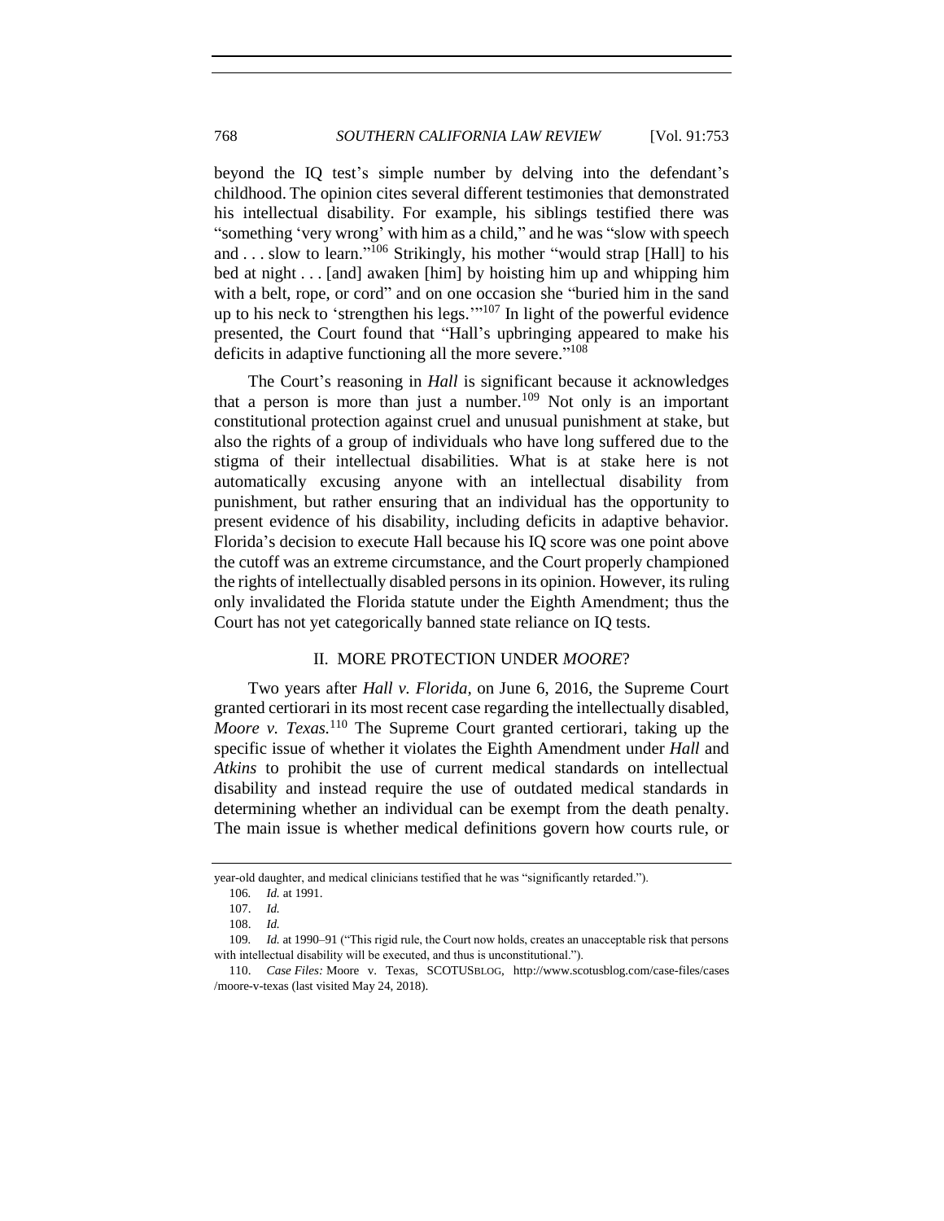beyond the IQ test's simple number by delving into the defendant's childhood. The opinion cites several different testimonies that demonstrated his intellectual disability. For example, his siblings testified there was "something 'very wrong' with him as a child," and he was "slow with speech and . . . slow to learn."[106] Strikingly, his mother "would strap [Hall] to his bed at night . . . [and] awaken [him] by hoisting him up and whipping him with a belt, rope, or cord" and on one occasion she "buried him in the sand up to his neck to 'strengthen his legs.'"[107] In light of the powerful evidence presented, the Court found that "Hall's upbringing appeared to make his deficits in adaptive functioning all the more severe."[108]

The Court's reasoning in *Hall* is significant because it acknowledges that a person is more than just a number.[109] Not only is an important constitutional protection against cruel and unusual punishment at stake, but also the rights of a group of individuals who have long suffered due to the stigma of their intellectual disabilities. What is at stake here is not automatically excusing anyone with an intellectual disability from punishment, but rather ensuring that an individual has the opportunity to present evidence of his disability, including deficits in adaptive behavior. Florida's decision to execute Hall because his IQ score was one point above the cutoff was an extreme circumstance, and the Court properly championed the rights of intellectually disabled persons in its opinion. However, its ruling only invalidated the Florida statute under the Eighth Amendment; thus the Court has not yet categorically banned state reliance on IQ tests.

## II. MORE PROTECTION UNDER *MOORE*?

Two years after *Hall v. Florida*, on June 6, 2016, the Supreme Court granted certiorari in its most recent case regarding the intellectually disabled, *Moore v. Texas*.[110] The Supreme Court granted certiorari, taking up the specific issue of whether it violates the Eighth Amendment under *Hall* and *Atkins* to prohibit the use of current medical standards on intellectual disability and instead require the use of outdated medical standards in determining whether an individual can be exempt from the death penalty. The main issue is whether medical definitions govern how courts rule, or

---

year-old daughter, and medical clinicians testified that he was "significantly retarded.").

106. *Id.* at 1991.

107. *Id.*

108. *Id.*

109. *Id.* at 1990–91 ("This rigid rule, the Court now holds, creates an unacceptable risk that persons with intellectual disability will be executed, and thus is unconstitutional.").

110. *Case Files:* Moore v. Texas, SCOTUSBLOG, http://www.scotusblog.com/case-files/cases/moore-v-texas (last visited May 24, 2018).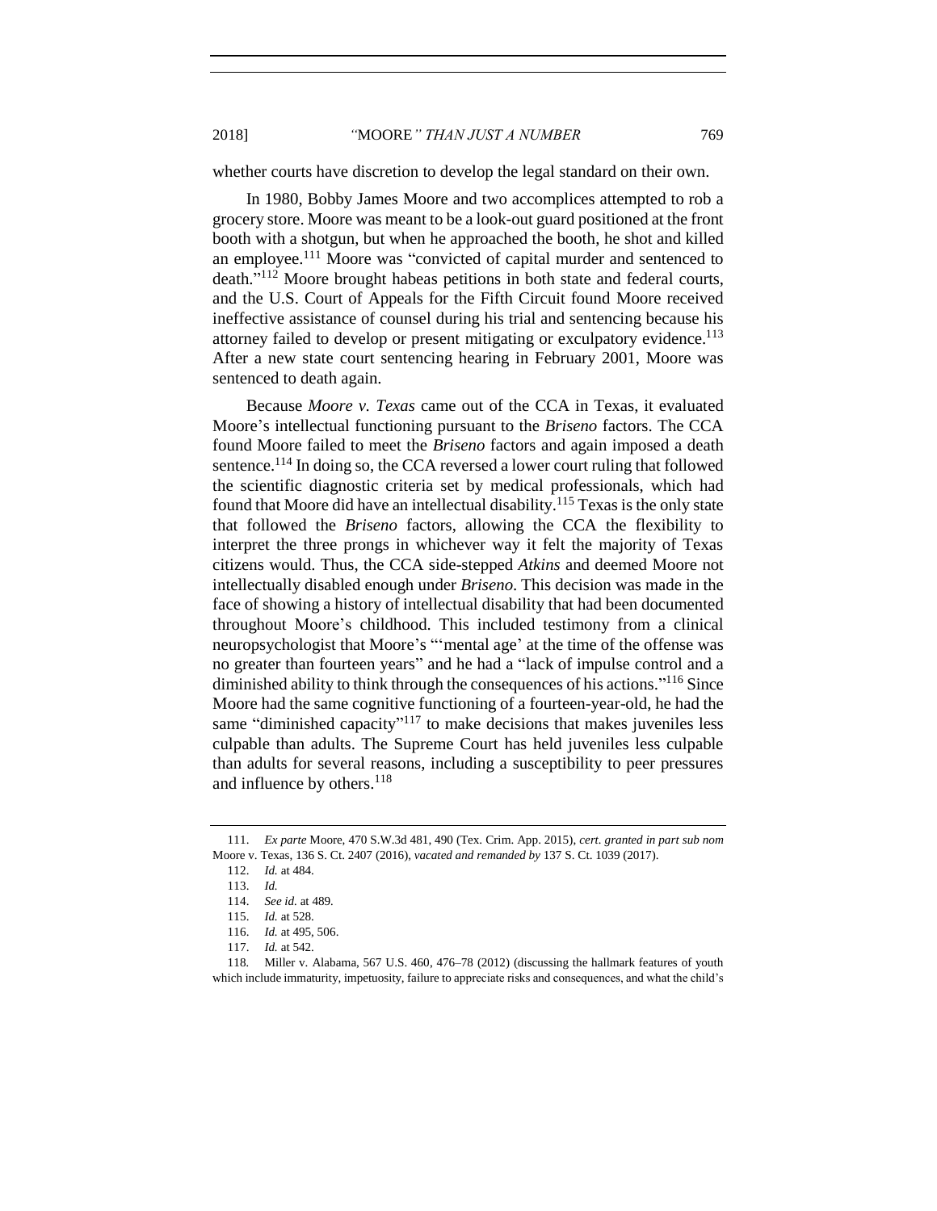whether courts have discretion to develop the legal standard on their own.

In 1980, Bobby James Moore and two accomplices attempted to rob a grocery store. Moore was meant to be a look-out guard positioned at the front booth with a shotgun, but when he approached the booth, he shot and killed an employee.[111] Moore was "convicted of capital murder and sentenced to death."[112] Moore brought habeas petitions in both state and federal courts, and the U.S. Court of Appeals for the Fifth Circuit found Moore received ineffective assistance of counsel during his trial and sentencing because his attorney failed to develop or present mitigating or exculpatory evidence.[113] After a new state court sentencing hearing in February 2001, Moore was sentenced to death again.

Because *Moore v. Texas* came out of the CCA in Texas, it evaluated Moore's intellectual functioning pursuant to the *Briseno* factors. The CCA found Moore failed to meet the *Briseno* factors and again imposed a death sentence.[114] In doing so, the CCA reversed a lower court ruling that followed the scientific diagnostic criteria set by medical professionals, which had found that Moore did have an intellectual disability.[115] Texas is the only state that followed the *Briseno* factors, allowing the CCA the flexibility to interpret the three prongs in whichever way it felt the majority of Texas citizens would. Thus, the CCA side-stepped *Atkins* and deemed Moore not intellectually disabled enough under *Briseno*. This decision was made in the face of showing a history of intellectual disability that had been documented throughout Moore's childhood. This included testimony from a clinical neuropsychologist that Moore's "'mental age' at the time of the offense was no greater than fourteen years" and he had a "lack of impulse control and a diminished ability to think through the consequences of his actions."[116] Since Moore had the same cognitive functioning of a fourteen-year-old, he had the same "diminished capacity"[117] to make decisions that makes juveniles less culpable than adults. The Supreme Court has held juveniles less culpable than adults for several reasons, including a susceptibility to peer pressures and influence by others.[118]

---

111. *Ex parte* Moore, 470 S.W.3d 481, 490 (Tex. Crim. App. 2015), *cert. granted in part sub nom* Moore v. Texas, 136 S. Ct. 2407 (2016), *vacated and remanded by* 137 S. Ct. 1039 (2017).

112. *Id.* at 484.

113. *Id.*

114. *See id.* at 489.

115. *Id.* at 528.

116. *Id.* at 495, 506.

117. *Id.* at 542.

118. Miller v. Alabama, 567 U.S. 460, 476–78 (2012) (discussing the hallmark features of youth which include immaturity, impetuosity, failure to appreciate risks and consequences, and what the child's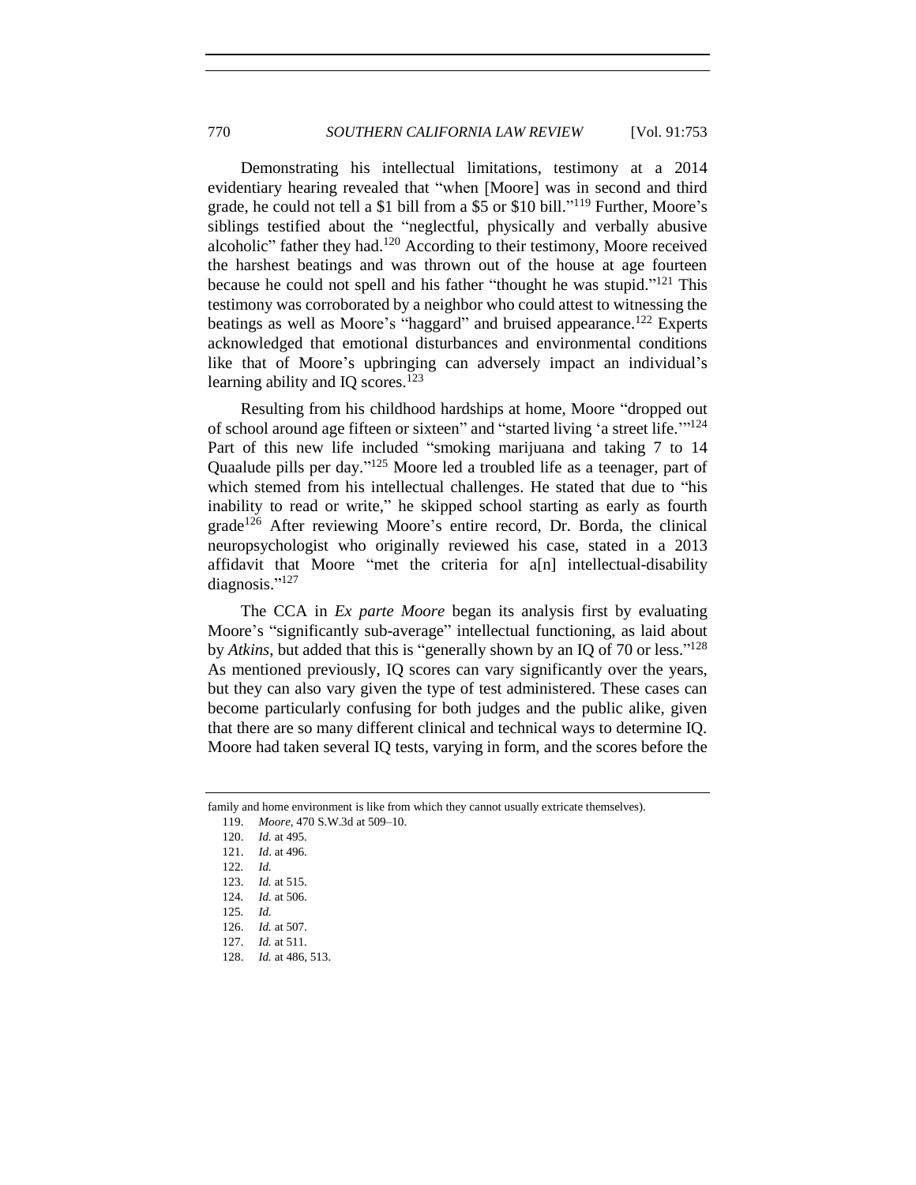Demonstrating his intellectual limitations, testimony at a 2014 evidentiary hearing revealed that "when [Moore] was in second and third grade, he could not tell a $1 bill from a $5 or $10 bill."[119] Further, Moore's siblings testified about the "neglectful, physically and verbally abusive alcoholic" father they had.[120] According to their testimony, Moore received the harshest beatings and was thrown out of the house at age fourteen because he could not spell and his father "thought he was stupid."[121] This testimony was corroborated by a neighbor who could attest to witnessing the beatings as well as Moore's "haggard" and bruised appearance.[122] Experts acknowledged that emotional disturbances and environmental conditions like that of Moore's upbringing can adversely impact an individual's learning ability and IQ scores.[123]

Resulting from his childhood hardships at home, Moore "dropped out of school around age fifteen or sixteen" and "started living 'a street life.'"[124] Part of this new life included "smoking marijuana and taking 7 to 14 Quaalude pills per day."[125] Moore led a troubled life as a teenager, part of which stemed from his intellectual challenges. He stated that due to "his inability to read or write," he skipped school starting as early as fourth grade[126] After reviewing Moore's entire record, Dr. Borda, the clinical neuropsychologist who originally reviewed his case, stated in a 2013 affidavit that Moore "met the criteria for a[n] intellectual-disability diagnosis."[127]

The CCA in *Ex parte Moore* began its analysis first by evaluating Moore's "significantly sub-average" intellectual functioning, as laid about by *Atkins*, but added that this is "generally shown by an IQ of 70 or less."[128] As mentioned previously, IQ scores can vary significantly over the years, but they can also vary given the type of test administered. These cases can become particularly confusing for both judges and the public alike, given that there are so many different clinical and technical ways to determine IQ. Moore had taken several IQ tests, varying in form, and the scores before the

---

family and home environment is like from which they cannot usually extricate themselves).

119. *Moore*, 470 S.W.3d at 509–10.

120. *Id.* at 495.

121. *Id*. at 496.

122. *Id.*

123. *Id.* at 515.

124. *Id.* at 506.

125. *Id.*

126. *Id.* at 507.

127. *Id.* at 511.

128. *Id.* at 486, 513.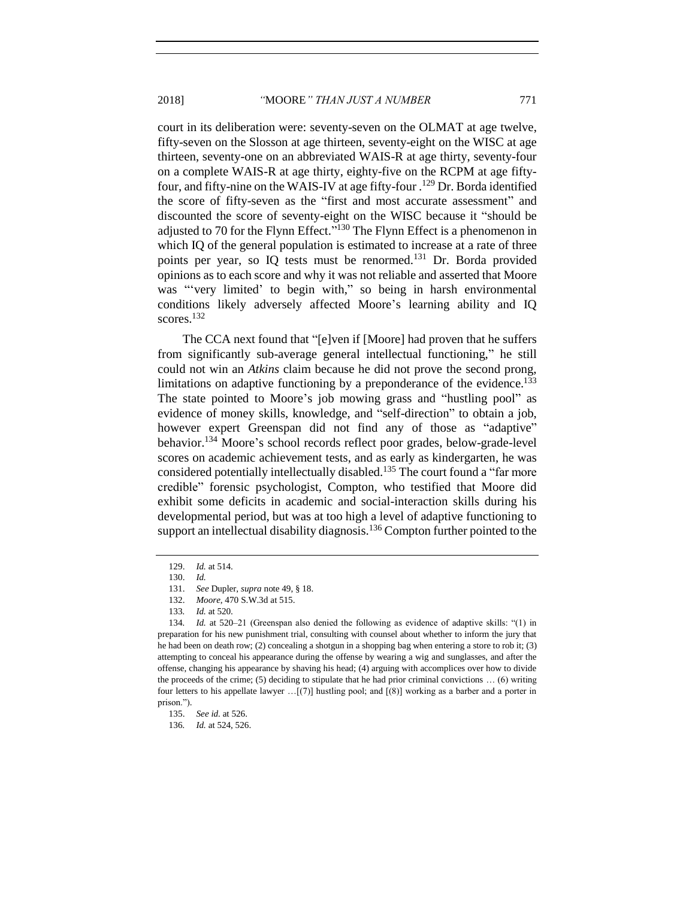court in its deliberation were: seventy-seven on the OLMAT at age twelve, fifty-seven on the Slosson at age thirteen, seventy-eight on the WISC at age thirteen, seventy-one on an abbreviated WAIS-R at age thirty, seventy-four on a complete WAIS-R at age thirty, eighty-five on the RCPM at age fifty-four, and fifty-nine on the WAIS-IV at age fifty-four .[129] Dr. Borda identified the score of fifty-seven as the "first and most accurate assessment" and discounted the score of seventy-eight on the WISC because it "should be adjusted to 70 for the Flynn Effect."[130] The Flynn Effect is a phenomenon in which IQ of the general population is estimated to increase at a rate of three points per year, so IQ tests must be renormed.[131] Dr. Borda provided opinions as to each score and why it was not reliable and asserted that Moore was "'very limited' to begin with," so being in harsh environmental conditions likely adversely affected Moore's learning ability and IQ scores.[132]

The CCA next found that "[e]ven if [Moore] had proven that he suffers from significantly sub-average general intellectual functioning," he still could not win an *Atkins* claim because he did not prove the second prong, limitations on adaptive functioning by a preponderance of the evidence.[133] The state pointed to Moore's job mowing grass and "hustling pool" as evidence of money skills, knowledge, and "self-direction" to obtain a job, however expert Greenspan did not find any of those as "adaptive" behavior.[134] Moore's school records reflect poor grades, below-grade-level scores on academic achievement tests, and as early as kindergarten, he was considered potentially intellectually disabled.[135] The court found a "far more credible" forensic psychologist, Compton, who testified that Moore did exhibit some deficits in academic and social-interaction skills during his developmental period, but was at too high a level of adaptive functioning to support an intellectual disability diagnosis.[136] Compton further pointed to the

---

129. *Id.* at 514.

130. *Id.*

131. *See* Dupler, *supra* note 49, § 18.

132. *Moore*, 470 S.W.3d at 515.

133. *Id.* at 520.

134. *Id.* at 520–21 (Greenspan also denied the following as evidence of adaptive skills: "(1) in preparation for his new punishment trial, consulting with counsel about whether to inform the jury that he had been on death row; (2) concealing a shotgun in a shopping bag when entering a store to rob it; (3) attempting to conceal his appearance during the offense by wearing a wig and sunglasses, and after the offense, changing his appearance by shaving his head; (4) arguing with accomplices over how to divide the proceeds of the crime; (5) deciding to stipulate that he had prior criminal convictions … (6) writing four letters to his appellate lawyer …[(7)] hustling pool; and [(8)] working as a barber and a porter in prison.").

135. *See id.* at 526.

136. *Id.* at 524, 526.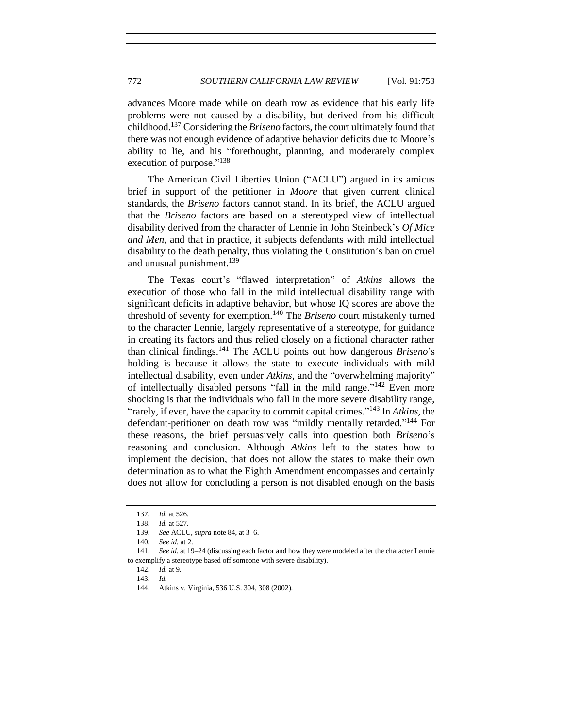advances Moore made while on death row as evidence that his early life problems were not caused by a disability, but derived from his difficult childhood.[137] Considering the *Briseno* factors, the court ultimately found that there was not enough evidence of adaptive behavior deficits due to Moore's ability to lie, and his "forethought, planning, and moderately complex execution of purpose."[138]

The American Civil Liberties Union ("ACLU") argued in its amicus brief in support of the petitioner in *Moore* that given current clinical standards, the *Briseno* factors cannot stand. In its brief, the ACLU argued that the *Briseno* factors are based on a stereotyped view of intellectual disability derived from the character of Lennie in John Steinbeck's *Of Mice and Men*, and that in practice, it subjects defendants with mild intellectual disability to the death penalty, thus violating the Constitution's ban on cruel and unusual punishment.[139]

The Texas court's "flawed interpretation" of *Atkins* allows the execution of those who fall in the mild intellectual disability range with significant deficits in adaptive behavior, but whose IQ scores are above the threshold of seventy for exemption.[140] The *Briseno* court mistakenly turned to the character Lennie, largely representative of a stereotype, for guidance in creating its factors and thus relied closely on a fictional character rather than clinical findings.[141] The ACLU points out how dangerous *Briseno*'s holding is because it allows the state to execute individuals with mild intellectual disability, even under *Atkins*, and the "overwhelming majority" of intellectually disabled persons "fall in the mild range."[142] Even more shocking is that the individuals who fall in the more severe disability range, "rarely, if ever, have the capacity to commit capital crimes."[143] In *Atkins*, the defendant-petitioner on death row was "mildly mentally retarded."[144] For these reasons, the brief persuasively calls into question both *Briseno*'s reasoning and conclusion. Although *Atkins* left to the states how to implement the decision, that does not allow the states to make their own determination as to what the Eighth Amendment encompasses and certainly does not allow for concluding a person is not disabled enough on the basis

137. *Id.* at 526.

138. *Id.* at 527.

139. *See* ACLU, *supra* note 84, at 3–6.

140. *See id.* at 2.

141. *See id.* at 19–24 (discussing each factor and how they were modeled after the character Lennie to exemplify a stereotype based off someone with severe disability).

142. *Id.* at 9.

143. *Id.*

144. Atkins v. Virginia, 536 U.S. 304, 308 (2002).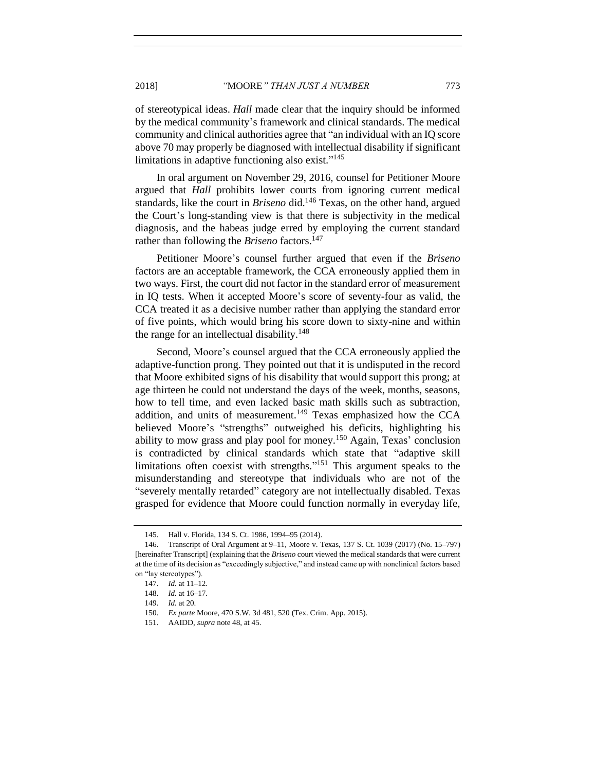of stereotypical ideas. *Hall* made clear that the inquiry should be informed by the medical community's framework and clinical standards. The medical community and clinical authorities agree that "an individual with an IQ score above 70 may properly be diagnosed with intellectual disability if significant limitations in adaptive functioning also exist."[145]

In oral argument on November 29, 2016, counsel for Petitioner Moore argued that *Hall* prohibits lower courts from ignoring current medical standards, like the court in *Briseno* did.[146] Texas, on the other hand, argued the Court's long-standing view is that there is subjectivity in the medical diagnosis, and the habeas judge erred by employing the current standard rather than following the *Briseno* factors.[147]

Petitioner Moore's counsel further argued that even if the *Briseno* factors are an acceptable framework, the CCA erroneously applied them in two ways. First, the court did not factor in the standard error of measurement in IQ tests. When it accepted Moore's score of seventy-four as valid, the CCA treated it as a decisive number rather than applying the standard error of five points, which would bring his score down to sixty-nine and within the range for an intellectual disability.[148]

Second, Moore's counsel argued that the CCA erroneously applied the adaptive-function prong. They pointed out that it is undisputed in the record that Moore exhibited signs of his disability that would support this prong; at age thirteen he could not understand the days of the week, months, seasons, how to tell time, and even lacked basic math skills such as subtraction, addition, and units of measurement.[149] Texas emphasized how the CCA believed Moore's "strengths" outweighed his deficits, highlighting his ability to mow grass and play pool for money.[150] Again, Texas' conclusion is contradicted by clinical standards which state that "adaptive skill limitations often coexist with strengths."[151] This argument speaks to the misunderstanding and stereotype that individuals who are not of the "severely mentally retarded" category are not intellectually disabled. Texas grasped for evidence that Moore could function normally in everyday life,

---

145. Hall v. Florida, 134 S. Ct. 1986, 1994–95 (2014).

146. Transcript of Oral Argument at 9–11, Moore v. Texas, 137 S. Ct. 1039 (2017) (No. 15–797) [hereinafter Transcript] (explaining that the *Briseno* court viewed the medical standards that were current at the time of its decision as "exceedingly subjective," and instead came up with nonclinical factors based on "lay stereotypes").

147. *Id.* at 11–12.

148. *Id.* at 16–17.

149. *Id.* at 20.

150. *Ex parte* Moore, 470 S.W. 3d 481, 520 (Tex. Crim. App. 2015).

151. AAIDD, *supra* note 48, at 45.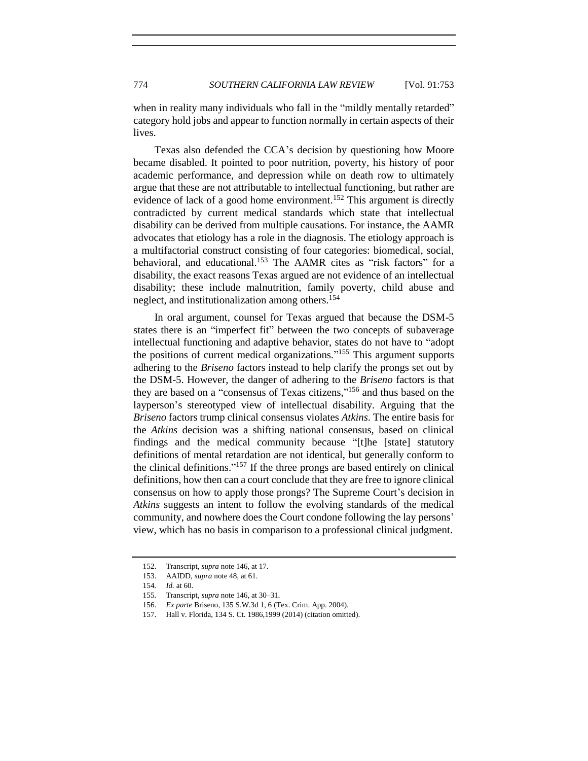when in reality many individuals who fall in the "mildly mentally retarded" category hold jobs and appear to function normally in certain aspects of their lives.

Texas also defended the CCA's decision by questioning how Moore became disabled. It pointed to poor nutrition, poverty, his history of poor academic performance, and depression while on death row to ultimately argue that these are not attributable to intellectual functioning, but rather are evidence of lack of a good home environment.[152] This argument is directly contradicted by current medical standards which state that intellectual disability can be derived from multiple causations. For instance, the AAMR advocates that etiology has a role in the diagnosis. The etiology approach is a multifactorial construct consisting of four categories: biomedical, social, behavioral, and educational.[153] The AAMR cites as "risk factors" for a disability, the exact reasons Texas argued are not evidence of an intellectual disability; these include malnutrition, family poverty, child abuse and neglect, and institutionalization among others.[154]

In oral argument, counsel for Texas argued that because the DSM-5 states there is an "imperfect fit" between the two concepts of subaverage intellectual functioning and adaptive behavior, states do not have to "adopt the positions of current medical organizations."[155] This argument supports adhering to the *Briseno* factors instead to help clarify the prongs set out by the DSM-5. However, the danger of adhering to the *Briseno* factors is that they are based on a "consensus of Texas citizens,"[156] and thus based on the layperson's stereotyped view of intellectual disability. Arguing that the *Briseno* factors trump clinical consensus violates *Atkins*. The entire basis for the *Atkins* decision was a shifting national consensus, based on clinical findings and the medical community because "[t]he [state] statutory definitions of mental retardation are not identical, but generally conform to the clinical definitions."[157] If the three prongs are based entirely on clinical definitions, how then can a court conclude that they are free to ignore clinical consensus on how to apply those prongs? The Supreme Court's decision in *Atkins* suggests an intent to follow the evolving standards of the medical community, and nowhere does the Court condone following the lay persons' view, which has no basis in comparison to a professional clinical judgment.

152. Transcript, *supra* note 146, at 17.

153. AAIDD, *supra* note 48, at 61.

154. *Id.* at 60.

155. Transcript, *supra* note 146, at 30–31.

156. *Ex parte* Briseno, 135 S.W.3d 1, 6 (Tex. Crim. App. 2004).

157. Hall v. Florida, 134 S. Ct. 1986,1999 (2014) (citation omitted).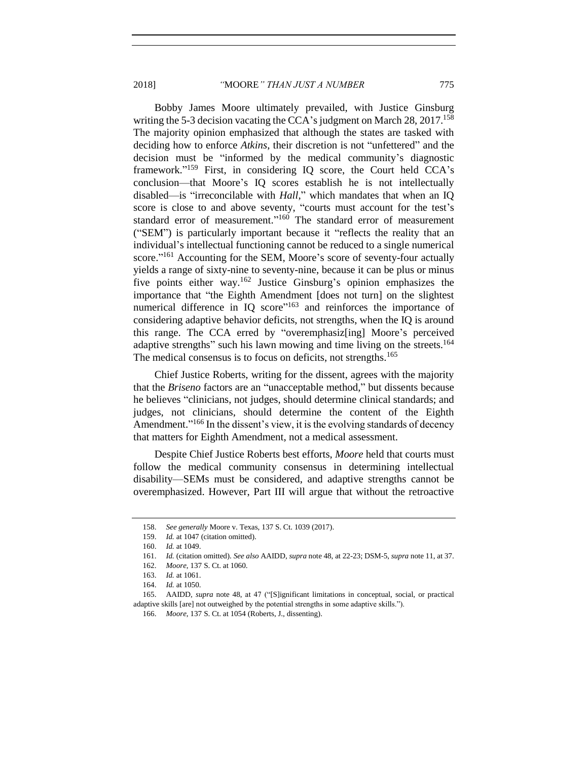Bobby James Moore ultimately prevailed, with Justice Ginsburg writing the 5-3 decision vacating the CCA's judgment on March 28, 2017.[158] The majority opinion emphasized that although the states are tasked with deciding how to enforce *Atkins*, their discretion is not "unfettered" and the decision must be "informed by the medical community's diagnostic framework."[159] First, in considering IQ score, the Court held CCA's conclusion—that Moore's IQ scores establish he is not intellectually disabled—is "irreconcilable with *Hall*," which mandates that when an IQ score is close to and above seventy, "courts must account for the test's standard error of measurement."[160] The standard error of measurement ("SEM") is particularly important because it "reflects the reality that an individual's intellectual functioning cannot be reduced to a single numerical score."[161] Accounting for the SEM, Moore's score of seventy-four actually yields a range of sixty-nine to seventy-nine, because it can be plus or minus five points either way.[162] Justice Ginsburg's opinion emphasizes the importance that "the Eighth Amendment [does not turn] on the slightest numerical difference in IQ score"[163] and reinforces the importance of considering adaptive behavior deficits, not strengths, when the IQ is around this range. The CCA erred by "overemphasiz[ing] Moore's perceived adaptive strengths" such his lawn mowing and time living on the streets.[164] The medical consensus is to focus on deficits, not strengths.[165]

Chief Justice Roberts, writing for the dissent, agrees with the majority that the *Briseno* factors are an "unacceptable method," but dissents because he believes "clinicians, not judges, should determine clinical standards; and judges, not clinicians, should determine the content of the Eighth Amendment."[166] In the dissent's view, it is the evolving standards of decency that matters for Eighth Amendment, not a medical assessment.

Despite Chief Justice Roberts best efforts, *Moore* held that courts must follow the medical community consensus in determining intellectual disability—SEMs must be considered, and adaptive strengths cannot be overemphasized. However, Part III will argue that without the retroactive

---

158. *See generally* Moore v. Texas, 137 S. Ct. 1039 (2017).

159. *Id.* at 1047 (citation omitted).

160. *Id.* at 1049.

161. *Id.* (citation omitted). *See also* AAIDD, *supra* note 48, at 22-23; DSM-5, *supra* note 11, at 37.

162. *Moore*, 137 S. Ct. at 1060.

163. *Id.* at 1061.

164. *Id.* at 1050.

165. AAIDD, *supra* note 48, at 47 ("[S]ignificant limitations in conceptual, social, or practical adaptive skills [are] not outweighed by the potential strengths in some adaptive skills.").

166. *Moore*, 137 S. Ct. at 1054 (Roberts, J., dissenting).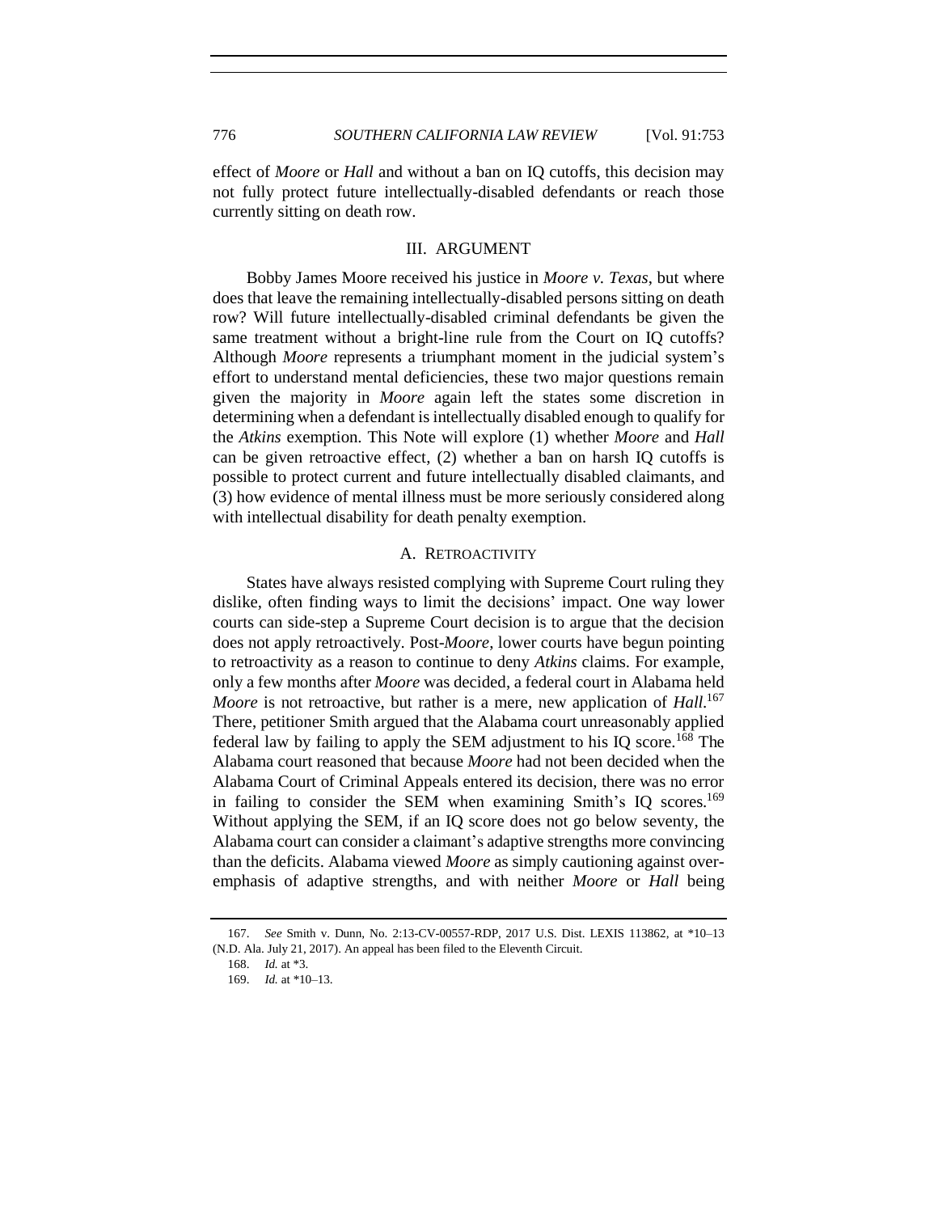effect of *Moore* or *Hall* and without a ban on IQ cutoffs, this decision may not fully protect future intellectually-disabled defendants or reach those currently sitting on death row.

## III. ARGUMENT

Bobby James Moore received his justice in *Moore v. Texas*, but where does that leave the remaining intellectually-disabled persons sitting on death row? Will future intellectually-disabled criminal defendants be given the same treatment without a bright-line rule from the Court on IQ cutoffs? Although *Moore* represents a triumphant moment in the judicial system's effort to understand mental deficiencies, these two major questions remain given the majority in *Moore* again left the states some discretion in determining when a defendant is intellectually disabled enough to qualify for the *Atkins* exemption. This Note will explore (1) whether *Moore* and *Hall* can be given retroactive effect, (2) whether a ban on harsh IQ cutoffs is possible to protect current and future intellectually disabled claimants, and (3) how evidence of mental illness must be more seriously considered along with intellectual disability for death penalty exemption.

### A. RETROACTIVITY

States have always resisted complying with Supreme Court ruling they dislike, often finding ways to limit the decisions' impact. One way lower courts can side-step a Supreme Court decision is to argue that the decision does not apply retroactively. Post-*Moore*, lower courts have begun pointing to retroactivity as a reason to continue to deny *Atkins* claims. For example, only a few months after *Moore* was decided, a federal court in Alabama held *Moore* is not retroactive, but rather is a mere, new application of *Hall*.[167] There, petitioner Smith argued that the Alabama court unreasonably applied federal law by failing to apply the SEM adjustment to his IQ score.[168] The Alabama court reasoned that because *Moore* had not been decided when the Alabama Court of Criminal Appeals entered its decision, there was no error in failing to consider the SEM when examining Smith's IQ scores.[169] Without applying the SEM, if an IQ score does not go below seventy, the Alabama court can consider a claimant's adaptive strengths more convincing than the deficits. Alabama viewed *Moore* as simply cautioning against over-emphasis of adaptive strengths, and with neither *Moore* or *Hall* being

---

167. *See* Smith v. Dunn, No. 2:13-CV-00557-RDP, 2017 U.S. Dist. LEXIS 113862, at *10–13 (N.D. Ala. July 21, 2017). An appeal has been filed to the Eleventh Circuit.

168. *Id.* at *3.

169. *Id.* at *10–13.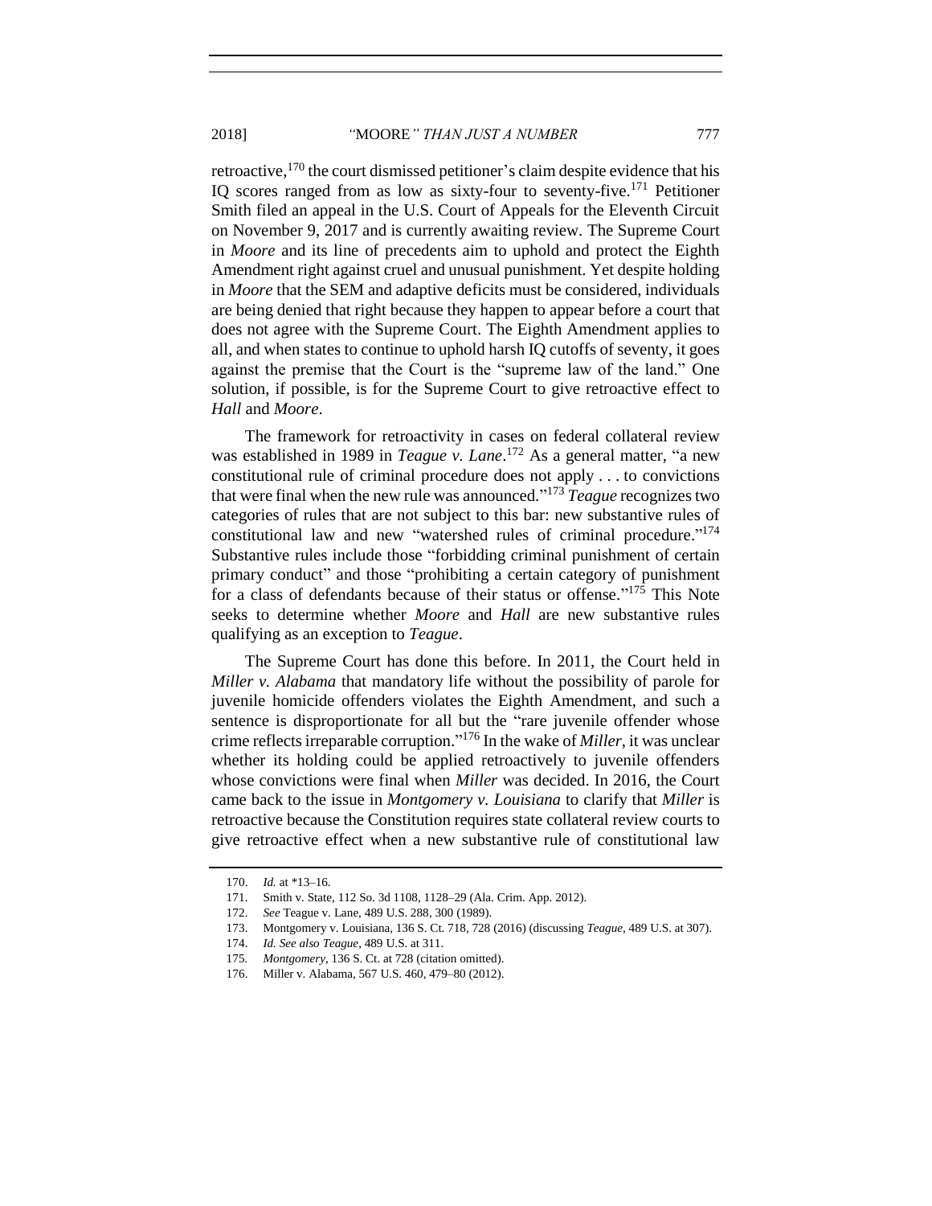retroactive,[170] the court dismissed petitioner's claim despite evidence that his IQ scores ranged from as low as sixty-four to seventy-five.[171] Petitioner Smith filed an appeal in the U.S. Court of Appeals for the Eleventh Circuit on November 9, 2017 and is currently awaiting review. The Supreme Court in *Moore* and its line of precedents aim to uphold and protect the Eighth Amendment right against cruel and unusual punishment. Yet despite holding in *Moore* that the SEM and adaptive deficits must be considered, individuals are being denied that right because they happen to appear before a court that does not agree with the Supreme Court. The Eighth Amendment applies to all, and when states to continue to uphold harsh IQ cutoffs of seventy, it goes against the premise that the Court is the "supreme law of the land." One solution, if possible, is for the Supreme Court to give retroactive effect to *Hall* and *Moore*.

The framework for retroactivity in cases on federal collateral review was established in 1989 in *Teague v. Lane*.[172] As a general matter, "a new constitutional rule of criminal procedure does not apply . . . to convictions that were final when the new rule was announced."[173] *Teague* recognizes two categories of rules that are not subject to this bar: new substantive rules of constitutional law and new "watershed rules of criminal procedure."[174] Substantive rules include those "forbidding criminal punishment of certain primary conduct" and those "prohibiting a certain category of punishment for a class of defendants because of their status or offense."[175] This Note seeks to determine whether *Moore* and *Hall* are new substantive rules qualifying as an exception to *Teague*.

The Supreme Court has done this before. In 2011, the Court held in *Miller v. Alabama* that mandatory life without the possibility of parole for juvenile homicide offenders violates the Eighth Amendment, and such a sentence is disproportionate for all but the "rare juvenile offender whose crime reflects irreparable corruption."[176] In the wake of *Miller*, it was unclear whether its holding could be applied retroactively to juvenile offenders whose convictions were final when *Miller* was decided. In 2016, the Court came back to the issue in *Montgomery v. Louisiana* to clarify that *Miller* is retroactive because the Constitution requires state collateral review courts to give retroactive effect when a new substantive rule of constitutional law

170. *Id.* at *13–16.

171. Smith v. State, 112 So. 3d 1108, 1128–29 (Ala. Crim. App. 2012).

172. *See* Teague v. Lane, 489 U.S. 288, 300 (1989).

173. Montgomery v. Louisiana, 136 S. Ct. 718, 728 (2016) (discussing *Teague*, 489 U.S. at 307).

174. *Id. See also Teague*, 489 U.S. at 311.

175. *Montgomery*, 136 S. Ct. at 728 (citation omitted).

176. Miller v. Alabama, 567 U.S. 460, 479–80 (2012).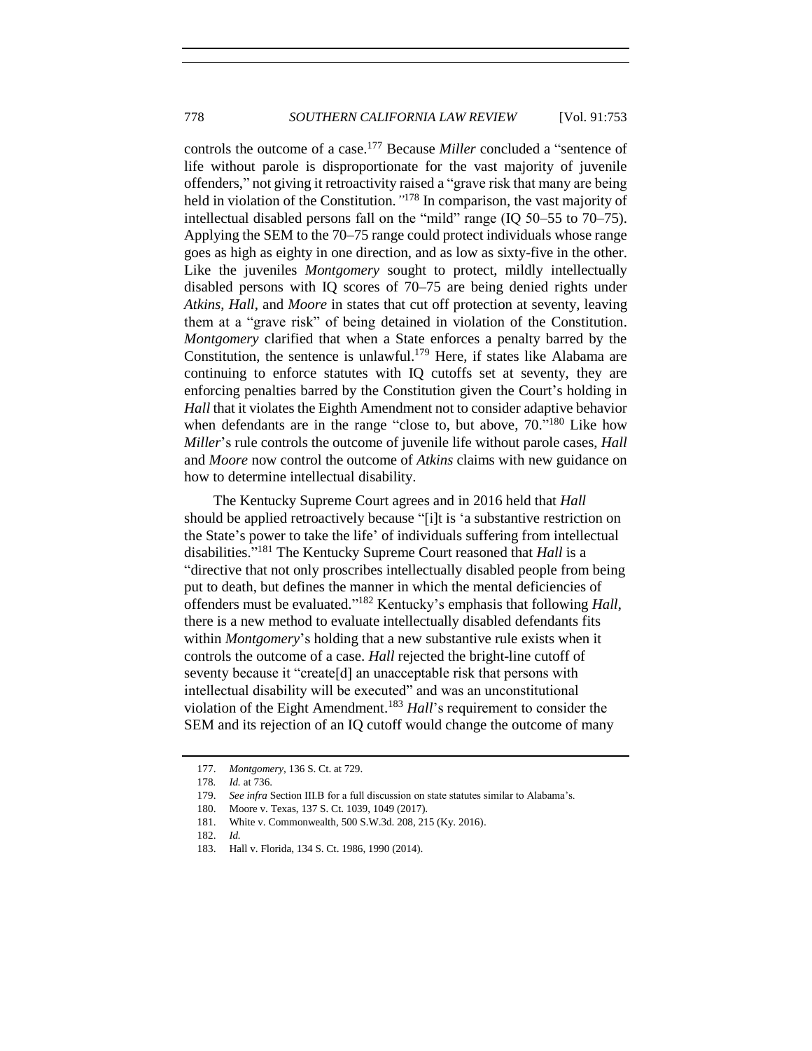controls the outcome of a case.[177] Because *Miller* concluded a "sentence of life without parole is disproportionate for the vast majority of juvenile offenders," not giving it retroactivity raised a "grave risk that many are being held in violation of the Constitution.*"*[178] In comparison, the vast majority of intellectual disabled persons fall on the "mild" range (IQ 50–55 to 70–75). Applying the SEM to the 70–75 range could protect individuals whose range goes as high as eighty in one direction, and as low as sixty-five in the other. Like the juveniles *Montgomery* sought to protect, mildly intellectually disabled persons with IQ scores of 70–75 are being denied rights under *Atkins*, *Hall*, and *Moore* in states that cut off protection at seventy, leaving them at a "grave risk" of being detained in violation of the Constitution. *Montgomery* clarified that when a State enforces a penalty barred by the Constitution, the sentence is unlawful.[179] Here, if states like Alabama are continuing to enforce statutes with IQ cutoffs set at seventy, they are enforcing penalties barred by the Constitution given the Court's holding in *Hall* that it violates the Eighth Amendment not to consider adaptive behavior when defendants are in the range "close to, but above, 70."[180] Like how *Miller*'s rule controls the outcome of juvenile life without parole cases, *Hall* and *Moore* now control the outcome of *Atkins* claims with new guidance on how to determine intellectual disability.

The Kentucky Supreme Court agrees and in 2016 held that *Hall* should be applied retroactively because "[i]t is 'a substantive restriction on the State's power to take the life' of individuals suffering from intellectual disabilities."[181] The Kentucky Supreme Court reasoned that *Hall* is a "directive that not only proscribes intellectually disabled people from being put to death, but defines the manner in which the mental deficiencies of offenders must be evaluated."[182] Kentucky's emphasis that following *Hall*, there is a new method to evaluate intellectually disabled defendants fits within *Montgomery*'s holding that a new substantive rule exists when it controls the outcome of a case. *Hall* rejected the bright-line cutoff of seventy because it "create[d] an unacceptable risk that persons with intellectual disability will be executed" and was an unconstitutional violation of the Eight Amendment.[183] *Hall*'s requirement to consider the SEM and its rejection of an IQ cutoff would change the outcome of many

---

177. *Montgomery*, 136 S. Ct. at 729.

178. *Id.* at 736.

179. *See infra* Section III.B for a full discussion on state statutes similar to Alabama's.

180. Moore v. Texas, 137 S. Ct. 1039, 1049 (2017).

181. White v. Commonwealth, 500 S.W.3d. 208, 215 (Ky. 2016).

182. *Id.*

183. Hall v. Florida, 134 S. Ct. 1986, 1990 (2014).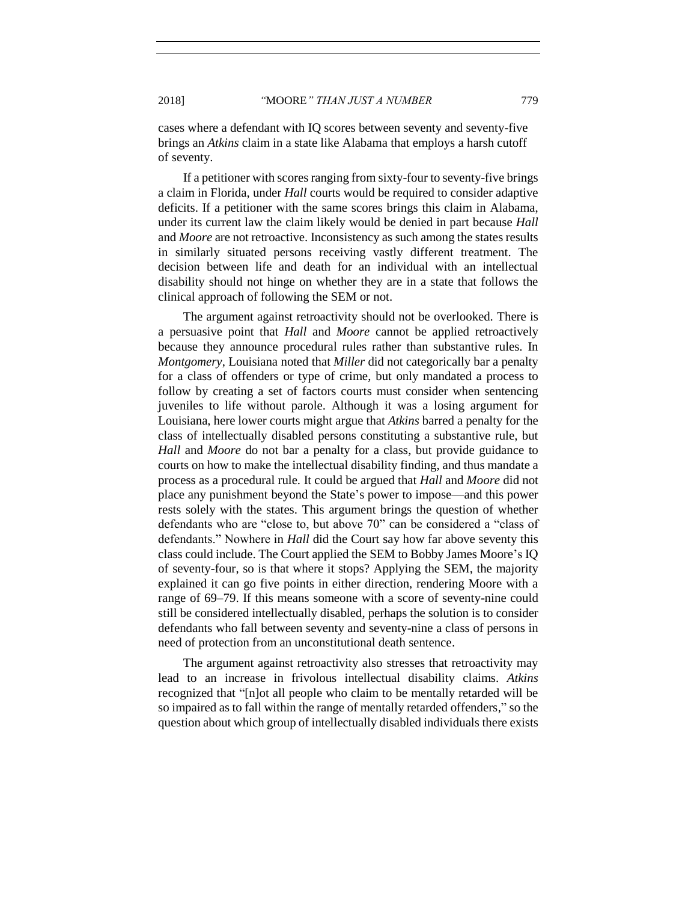cases where a defendant with IQ scores between seventy and seventy-five brings an *Atkins* claim in a state like Alabama that employs a harsh cutoff of seventy.

If a petitioner with scores ranging from sixty-four to seventy-five brings a claim in Florida, under *Hall* courts would be required to consider adaptive deficits. If a petitioner with the same scores brings this claim in Alabama, under its current law the claim likely would be denied in part because *Hall* and *Moore* are not retroactive. Inconsistency as such among the states results in similarly situated persons receiving vastly different treatment. The decision between life and death for an individual with an intellectual disability should not hinge on whether they are in a state that follows the clinical approach of following the SEM or not.

The argument against retroactivity should not be overlooked. There is a persuasive point that *Hall* and *Moore* cannot be applied retroactively because they announce procedural rules rather than substantive rules. In *Montgomery*, Louisiana noted that *Miller* did not categorically bar a penalty for a class of offenders or type of crime, but only mandated a process to follow by creating a set of factors courts must consider when sentencing juveniles to life without parole. Although it was a losing argument for Louisiana, here lower courts might argue that *Atkins* barred a penalty for the class of intellectually disabled persons constituting a substantive rule, but *Hall* and *Moore* do not bar a penalty for a class, but provide guidance to courts on how to make the intellectual disability finding, and thus mandate a process as a procedural rule. It could be argued that *Hall* and *Moore* did not place any punishment beyond the State's power to impose—and this power rests solely with the states. This argument brings the question of whether defendants who are "close to, but above 70" can be considered a "class of defendants." Nowhere in *Hall* did the Court say how far above seventy this class could include. The Court applied the SEM to Bobby James Moore's IQ of seventy-four, so is that where it stops? Applying the SEM, the majority explained it can go five points in either direction, rendering Moore with a range of 69–79. If this means someone with a score of seventy-nine could still be considered intellectually disabled, perhaps the solution is to consider defendants who fall between seventy and seventy-nine a class of persons in need of protection from an unconstitutional death sentence.

The argument against retroactivity also stresses that retroactivity may lead to an increase in frivolous intellectual disability claims. *Atkins* recognized that "[n]ot all people who claim to be mentally retarded will be so impaired as to fall within the range of mentally retarded offenders," so the question about which group of intellectually disabled individuals there exists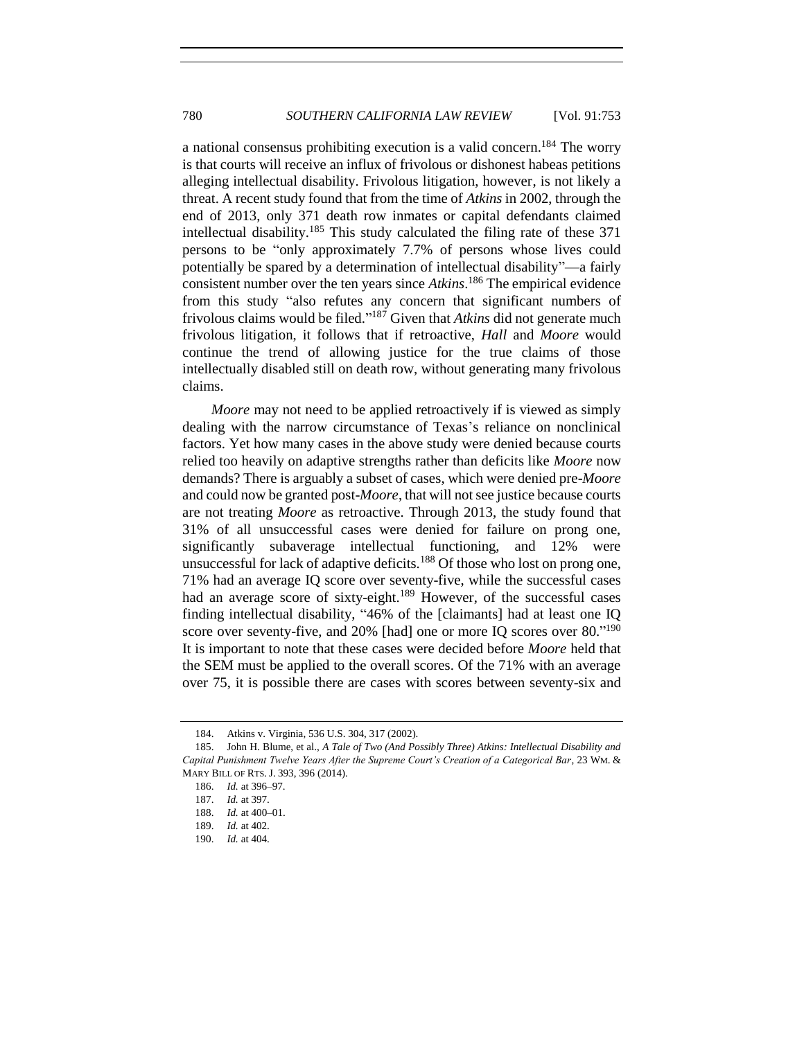a national consensus prohibiting execution is a valid concern.[184] The worry is that courts will receive an influx of frivolous or dishonest habeas petitions alleging intellectual disability. Frivolous litigation, however, is not likely a threat. A recent study found that from the time of *Atkins* in 2002, through the end of 2013, only 371 death row inmates or capital defendants claimed intellectual disability.[185] This study calculated the filing rate of these 371 persons to be "only approximately 7.7% of persons whose lives could potentially be spared by a determination of intellectual disability"—a fairly consistent number over the ten years since *Atkins*.[186] The empirical evidence from this study "also refutes any concern that significant numbers of frivolous claims would be filed."[187] Given that *Atkins* did not generate much frivolous litigation, it follows that if retroactive, *Hall* and *Moore* would continue the trend of allowing justice for the true claims of those intellectually disabled still on death row, without generating many frivolous claims.

*Moore* may not need to be applied retroactively if is viewed as simply dealing with the narrow circumstance of Texas's reliance on nonclinical factors. Yet how many cases in the above study were denied because courts relied too heavily on adaptive strengths rather than deficits like *Moore* now demands? There is arguably a subset of cases, which were denied pre-*Moore* and could now be granted post-*Moore*, that will not see justice because courts are not treating *Moore* as retroactive. Through 2013, the study found that 31% of all unsuccessful cases were denied for failure on prong one, significantly subaverage intellectual functioning, and 12% were unsuccessful for lack of adaptive deficits.[188] Of those who lost on prong one, 71% had an average IQ score over seventy-five, while the successful cases had an average score of sixty-eight.[189] However, of the successful cases finding intellectual disability, "46% of the [claimants] had at least one IQ score over seventy-five, and 20% [had] one or more IQ scores over 80."[190] It is important to note that these cases were decided before *Moore* held that the SEM must be applied to the overall scores. Of the 71% with an average over 75, it is possible there are cases with scores between seventy-six and

---

184. Atkins v. Virginia, 536 U.S. 304, 317 (2002).

185. John H. Blume, et al., *A Tale of Two (And Possibly Three) Atkins: Intellectual Disability and Capital Punishment Twelve Years After the Supreme Court's Creation of a Categorical Bar*, 23 WM. & MARY BILL OF RTS. J. 393, 396 (2014).

186. *Id.* at 396–97.

187. *Id.* at 397.

188. *Id.* at 400–01.

189. *Id.* at 402.

190. *Id.* at 404.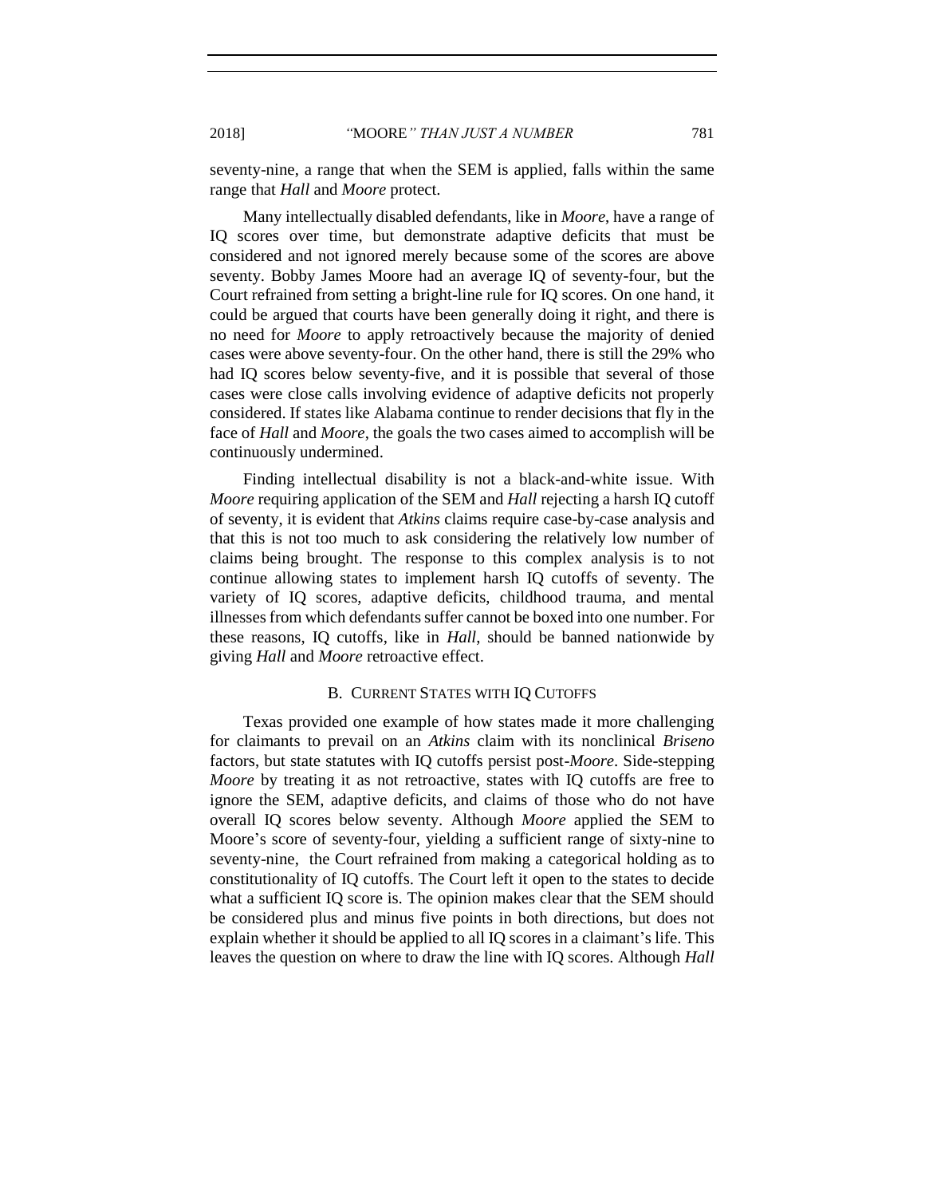seventy-nine, a range that when the SEM is applied, falls within the same range that *Hall* and *Moore* protect.

Many intellectually disabled defendants, like in *Moore*, have a range of IQ scores over time, but demonstrate adaptive deficits that must be considered and not ignored merely because some of the scores are above seventy. Bobby James Moore had an average IQ of seventy-four, but the Court refrained from setting a bright-line rule for IQ scores. On one hand, it could be argued that courts have been generally doing it right, and there is no need for *Moore* to apply retroactively because the majority of denied cases were above seventy-four. On the other hand, there is still the 29% who had IQ scores below seventy-five, and it is possible that several of those cases were close calls involving evidence of adaptive deficits not properly considered. If states like Alabama continue to render decisions that fly in the face of *Hall* and *Moore*, the goals the two cases aimed to accomplish will be continuously undermined.

Finding intellectual disability is not a black-and-white issue. With *Moore* requiring application of the SEM and *Hall* rejecting a harsh IQ cutoff of seventy, it is evident that *Atkins* claims require case-by-case analysis and that this is not too much to ask considering the relatively low number of claims being brought. The response to this complex analysis is to not continue allowing states to implement harsh IQ cutoffs of seventy. The variety of IQ scores, adaptive deficits, childhood trauma, and mental illnesses from which defendants suffer cannot be boxed into one number. For these reasons, IQ cutoffs, like in *Hall*, should be banned nationwide by giving *Hall* and *Moore* retroactive effect.

### B. CURRENT STATES WITH IQ CUTOFFS

Texas provided one example of how states made it more challenging for claimants to prevail on an *Atkins* claim with its nonclinical *Briseno* factors, but state statutes with IQ cutoffs persist post-*Moore*. Side-stepping *Moore* by treating it as not retroactive, states with IQ cutoffs are free to ignore the SEM, adaptive deficits, and claims of those who do not have overall IQ scores below seventy. Although *Moore* applied the SEM to Moore's score of seventy-four, yielding a sufficient range of sixty-nine to seventy-nine, the Court refrained from making a categorical holding as to constitutionality of IQ cutoffs. The Court left it open to the states to decide what a sufficient IQ score is. The opinion makes clear that the SEM should be considered plus and minus five points in both directions, but does not explain whether it should be applied to all IQ scores in a claimant's life. This leaves the question on where to draw the line with IQ scores. Although *Hall*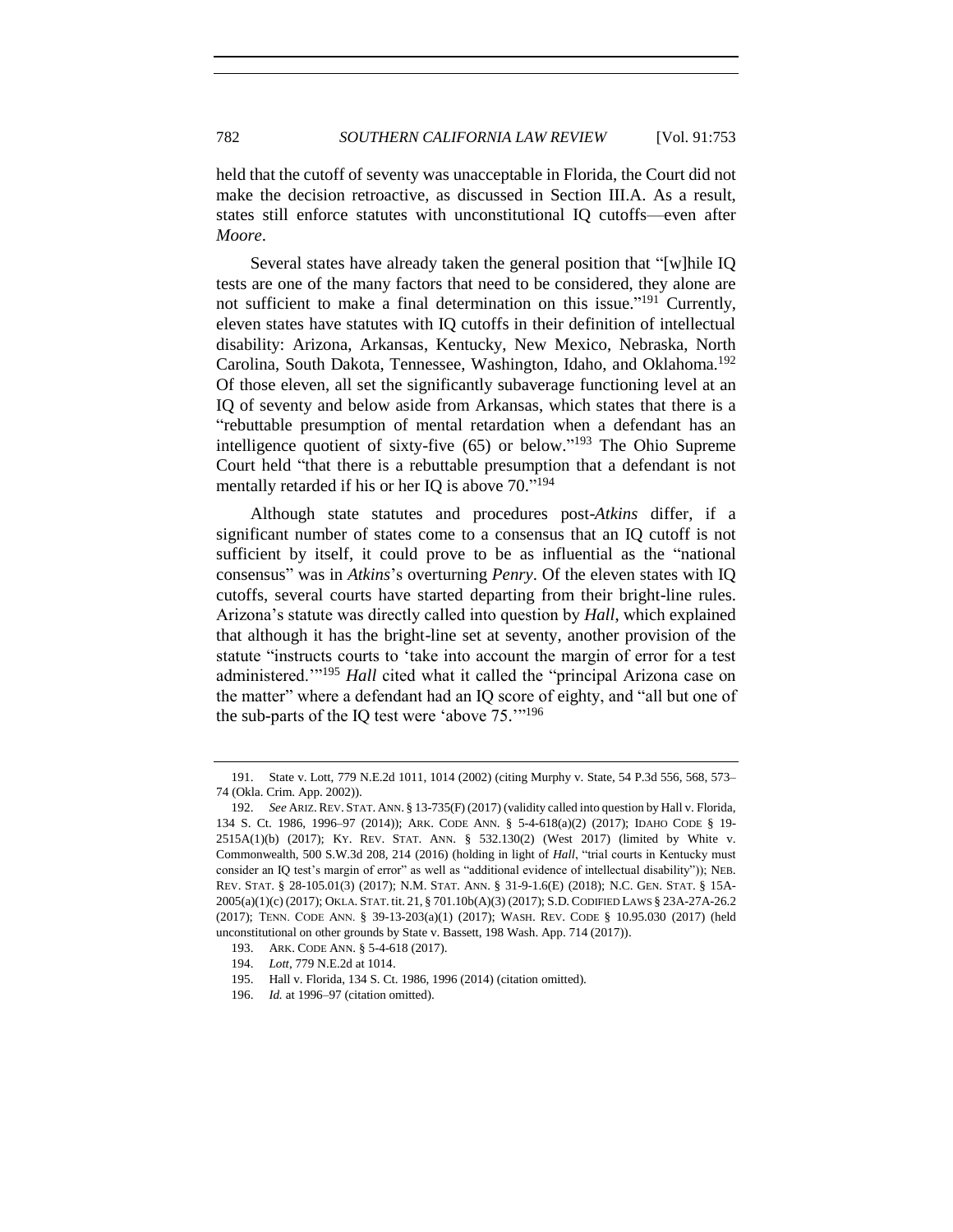held that the cutoff of seventy was unacceptable in Florida, the Court did not make the decision retroactive, as discussed in Section III.A. As a result, states still enforce statutes with unconstitutional IQ cutoffs—even after *Moore*.

Several states have already taken the general position that "[w]hile IQ tests are one of the many factors that need to be considered, they alone are not sufficient to make a final determination on this issue."[191] Currently, eleven states have statutes with IQ cutoffs in their definition of intellectual disability: Arizona, Arkansas, Kentucky, New Mexico, Nebraska, North Carolina, South Dakota, Tennessee, Washington, Idaho, and Oklahoma.[192] Of those eleven, all set the significantly subaverage functioning level at an IQ of seventy and below aside from Arkansas, which states that there is a "rebuttable presumption of mental retardation when a defendant has an intelligence quotient of sixty-five (65) or below."[193] The Ohio Supreme Court held "that there is a rebuttable presumption that a defendant is not mentally retarded if his or her IQ is above 70."[194]

Although state statutes and procedures post-*Atkins* differ, if a significant number of states come to a consensus that an IQ cutoff is not sufficient by itself, it could prove to be as influential as the "national consensus" was in *Atkins*'s overturning *Penry*. Of the eleven states with IQ cutoffs, several courts have started departing from their bright-line rules. Arizona's statute was directly called into question by *Hall*, which explained that although it has the bright-line set at seventy, another provision of the statute "instructs courts to 'take into account the margin of error for a test administered.'"[195] *Hall* cited what it called the "principal Arizona case on the matter" where a defendant had an IQ score of eighty, and "all but one of the sub-parts of the IQ test were 'above 75.'"[196]

---

191. State v. Lott, 779 N.E.2d 1011, 1014 (2002) (citing Murphy v. State, 54 P.3d 556, 568, 573–74 (Okla. Crim. App. 2002)).

192. *See* ARIZ. REV. STAT. ANN. § 13-735(F) (2017) (validity called into question by Hall v. Florida, 134 S. Ct. 1986, 1996–97 (2014)); ARK. CODE ANN. § 5-4-618(a)(2) (2017); IDAHO CODE § 19-2515A(1)(b) (2017); KY. REV. STAT. ANN. § 532.130(2) (West 2017) (limited by White v. Commonwealth, 500 S.W.3d 208, 214 (2016) (holding in light of *Hall*, "trial courts in Kentucky must consider an IQ test's margin of error" as well as "additional evidence of intellectual disability")); NEB. REV. STAT. § 28-105.01(3) (2017); N.M. STAT. ANN. § 31-9-1.6(E) (2018); N.C. GEN. STAT. § 15A-2005(a)(1)(c) (2017); OKLA. STAT. tit. 21, § 701.10b(A)(3) (2017); S.D. CODIFIED LAWS § 23A-27A-26.2 (2017); TENN. CODE ANN. § 39-13-203(a)(1) (2017); WASH. REV. CODE § 10.95.030 (2017) (held unconstitutional on other grounds by State v. Bassett, 198 Wash. App. 714 (2017)).

193. ARK. CODE ANN. § 5-4-618 (2017).

194. *Lott*, 779 N.E.2d at 1014.

195. Hall v. Florida, 134 S. Ct. 1986, 1996 (2014) (citation omitted).

196. *Id.* at 1996–97 (citation omitted).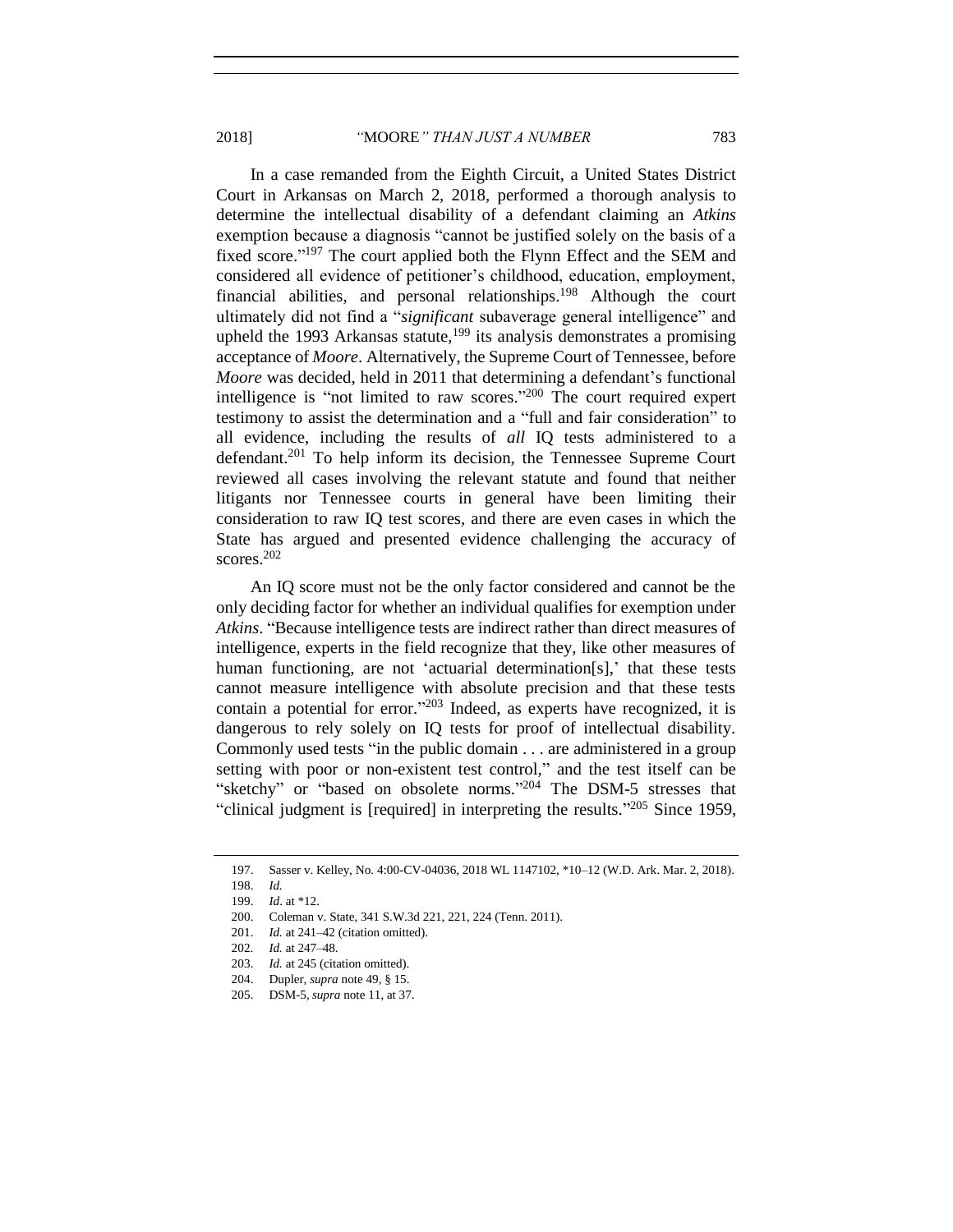In a case remanded from the Eighth Circuit, a United States District Court in Arkansas on March 2, 2018, performed a thorough analysis to determine the intellectual disability of a defendant claiming an *Atkins* exemption because a diagnosis "cannot be justified solely on the basis of a fixed score."[197] The court applied both the Flynn Effect and the SEM and considered all evidence of petitioner's childhood, education, employment, financial abilities, and personal relationships.[198] Although the court ultimately did not find a "*significant* subaverage general intelligence" and upheld the 1993 Arkansas statute,[199] its analysis demonstrates a promising acceptance of *Moore*. Alternatively, the Supreme Court of Tennessee, before *Moore* was decided, held in 2011 that determining a defendant's functional intelligence is "not limited to raw scores."[200] The court required expert testimony to assist the determination and a "full and fair consideration" to all evidence, including the results of *all* IQ tests administered to a defendant.[201] To help inform its decision, the Tennessee Supreme Court reviewed all cases involving the relevant statute and found that neither litigants nor Tennessee courts in general have been limiting their consideration to raw IQ test scores, and there are even cases in which the State has argued and presented evidence challenging the accuracy of scores.[202]

An IQ score must not be the only factor considered and cannot be the only deciding factor for whether an individual qualifies for exemption under *Atkins*. "Because intelligence tests are indirect rather than direct measures of intelligence, experts in the field recognize that they, like other measures of human functioning, are not 'actuarial determination[s],' that these tests cannot measure intelligence with absolute precision and that these tests contain a potential for error."[203] Indeed, as experts have recognized, it is dangerous to rely solely on IQ tests for proof of intellectual disability. Commonly used tests "in the public domain . . . are administered in a group setting with poor or non-existent test control," and the test itself can be "sketchy" or "based on obsolete norms."[204] The DSM-5 stresses that "clinical judgment is [required] in interpreting the results."[205] Since 1959,

---

197. Sasser v. Kelley, No. 4:00-CV-04036, 2018 WL 1147102, *10–12 (W.D. Ark. Mar. 2, 2018).

198. *Id.*

199. *Id*. at *12.

200. Coleman v. State, 341 S.W.3d 221, 221, 224 (Tenn. 2011).

201. *Id.* at 241–42 (citation omitted).

202. *Id.* at 247–48.

203. *Id.* at 245 (citation omitted).

204. Dupler, *supra* note 49, § 15.

205. DSM-5, *supra* note 11, at 37.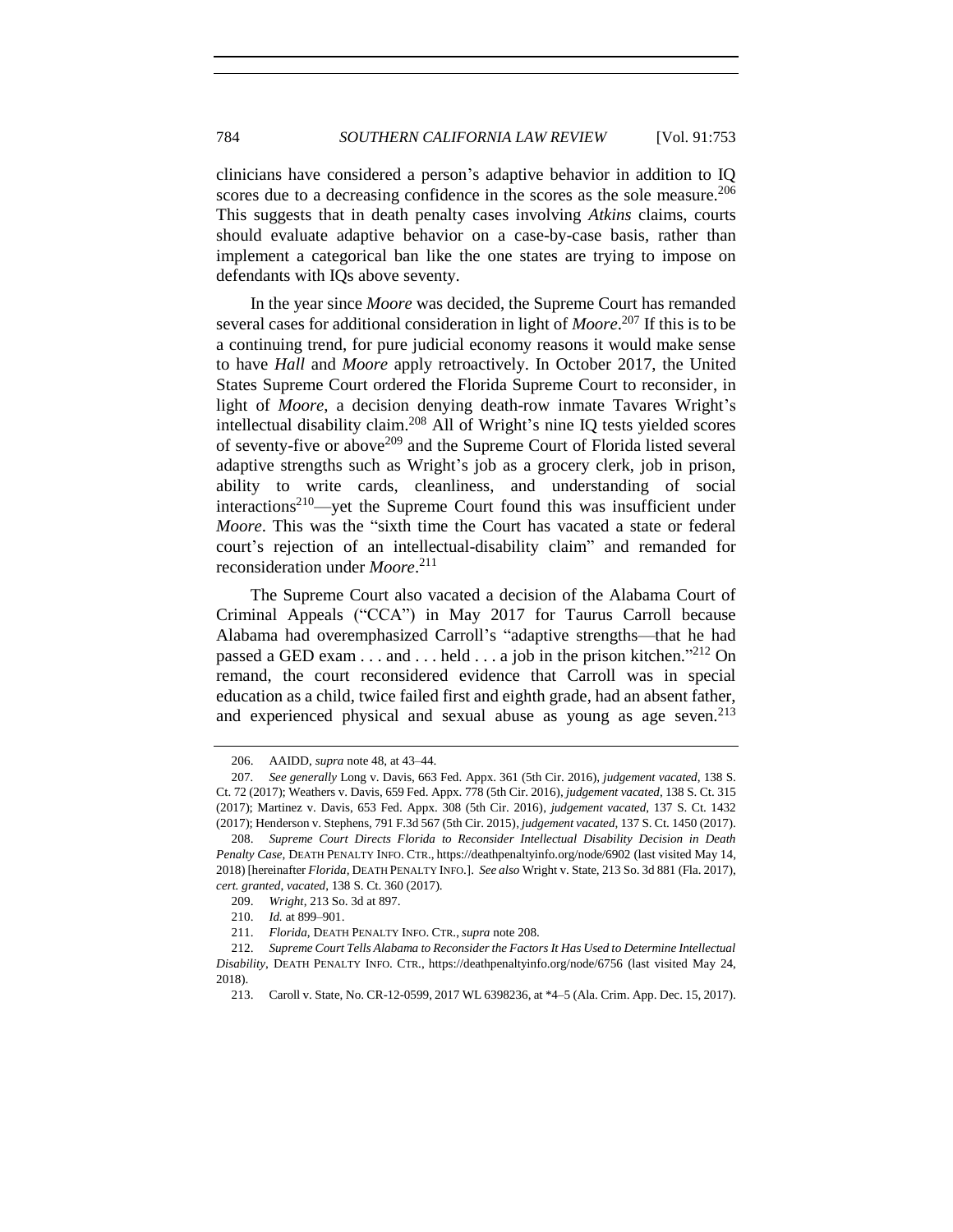clinicians have considered a person's adaptive behavior in addition to IQ scores due to a decreasing confidence in the scores as the sole measure.[206] This suggests that in death penalty cases involving *Atkins* claims, courts should evaluate adaptive behavior on a case-by-case basis, rather than implement a categorical ban like the one states are trying to impose on defendants with IQs above seventy.

In the year since *Moore* was decided, the Supreme Court has remanded several cases for additional consideration in light of *Moore*.[207] If this is to be a continuing trend, for pure judicial economy reasons it would make sense to have *Hall* and *Moore* apply retroactively. In October 2017, the United States Supreme Court ordered the Florida Supreme Court to reconsider, in light of *Moore*, a decision denying death-row inmate Tavares Wright's intellectual disability claim.[208] All of Wright's nine IQ tests yielded scores of seventy-five or above[209] and the Supreme Court of Florida listed several adaptive strengths such as Wright's job as a grocery clerk, job in prison, ability to write cards, cleanliness, and understanding of social interactions[210]—yet the Supreme Court found this was insufficient under *Moore*. This was the "sixth time the Court has vacated a state or federal court's rejection of an intellectual-disability claim" and remanded for reconsideration under *Moore*.[211]

The Supreme Court also vacated a decision of the Alabama Court of Criminal Appeals ("CCA") in May 2017 for Taurus Carroll because Alabama had overemphasized Carroll's "adaptive strengths—that he had passed a GED exam . . . and . . . held . . . a job in the prison kitchen."[212] On remand, the court reconsidered evidence that Carroll was in special education as a child, twice failed first and eighth grade, had an absent father, and experienced physical and sexual abuse as young as age seven.[213]

---

206. AAIDD, *supra* note 48, at 43–44.

207. *See generally* Long v. Davis, 663 Fed. Appx. 361 (5th Cir. 2016), *judgement vacated*, 138 S. Ct. 72 (2017); Weathers v. Davis, 659 Fed. Appx. 778 (5th Cir. 2016), *judgement vacated*, 138 S. Ct. 315 (2017); Martinez v. Davis, 653 Fed. Appx. 308 (5th Cir. 2016), *judgement vacated*, 137 S. Ct. 1432 (2017); Henderson v. Stephens, 791 F.3d 567 (5th Cir. 2015), *judgement vacated*, 137 S. Ct. 1450 (2017).

208. *Supreme Court Directs Florida to Reconsider Intellectual Disability Decision in Death Penalty Case*, DEATH PENALTY INFO. CTR., https://deathpenaltyinfo.org/node/6902 (last visited May 14, 2018) [hereinafter *Florida*, DEATH PENALTY INFO.]. *See also* Wright v. State, 213 So. 3d 881 (Fla. 2017), *cert. granted, vacated*, 138 S. Ct. 360 (2017).

209. *Wright*, 213 So. 3d at 897.

210. *Id.* at 899–901.

211. *Florida*, DEATH PENALTY INFO. CTR., *supra* note 208.

212. *Supreme Court Tells Alabama to Reconsider the Factors It Has Used to Determine Intellectual Disability*, DEATH PENALTY INFO. CTR., https://deathpenaltyinfo.org/node/6756 (last visited May 24, 2018).

213. Caroll v. State, No. CR-12-0599, 2017 WL 6398236, at *4–5 (Ala. Crim. App. Dec. 15, 2017).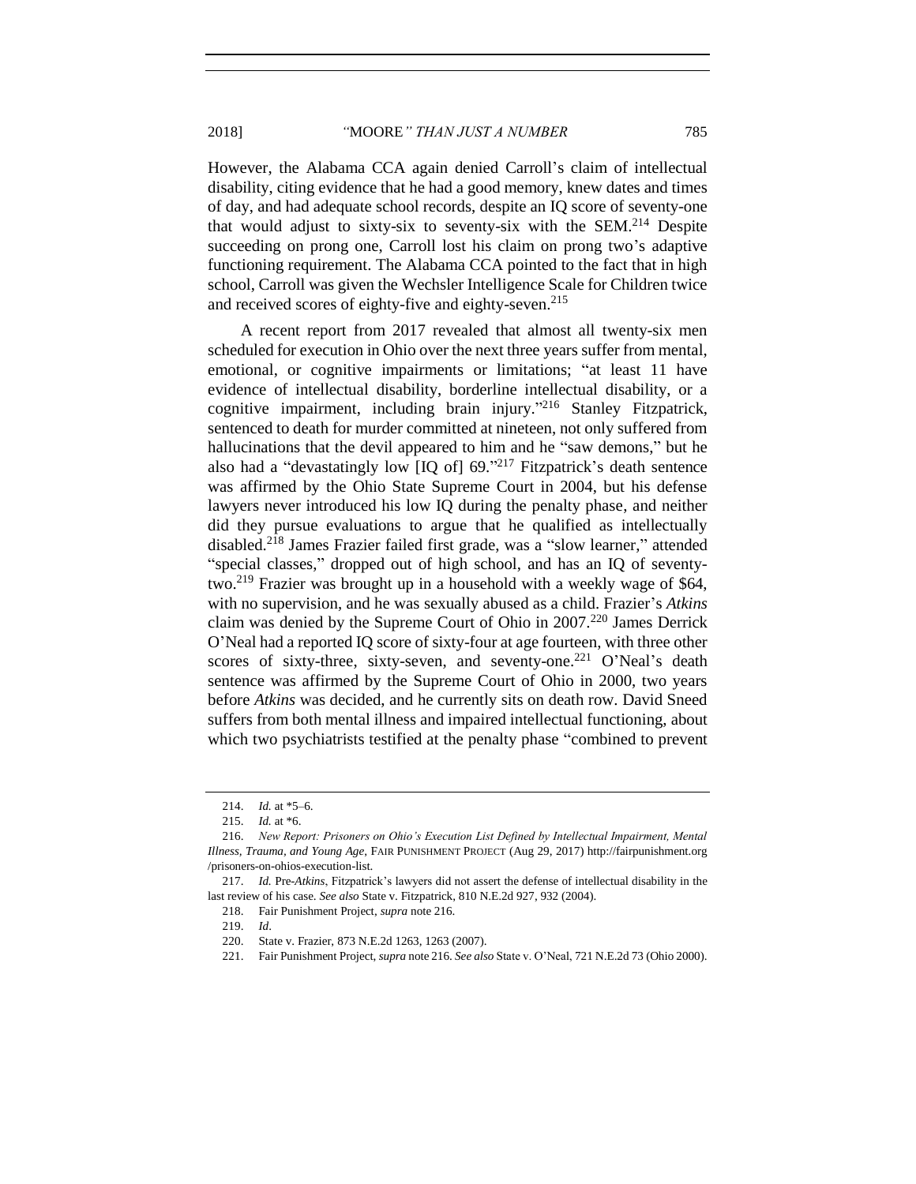However, the Alabama CCA again denied Carroll's claim of intellectual disability, citing evidence that he had a good memory, knew dates and times of day, and had adequate school records, despite an IQ score of seventy-one that would adjust to sixty-six to seventy-six with the SEM.[214] Despite succeeding on prong one, Carroll lost his claim on prong two's adaptive functioning requirement. The Alabama CCA pointed to the fact that in high school, Carroll was given the Wechsler Intelligence Scale for Children twice and received scores of eighty-five and eighty-seven.[215]

A recent report from 2017 revealed that almost all twenty-six men scheduled for execution in Ohio over the next three years suffer from mental, emotional, or cognitive impairments or limitations; "at least 11 have evidence of intellectual disability, borderline intellectual disability, or a cognitive impairment, including brain injury."[216] Stanley Fitzpatrick, sentenced to death for murder committed at nineteen, not only suffered from hallucinations that the devil appeared to him and he "saw demons," but he also had a "devastatingly low [IQ of] 69."[217] Fitzpatrick's death sentence was affirmed by the Ohio State Supreme Court in 2004, but his defense lawyers never introduced his low IQ during the penalty phase, and neither did they pursue evaluations to argue that he qualified as intellectually disabled.[218] James Frazier failed first grade, was a "slow learner," attended "special classes," dropped out of high school, and has an IQ of seventy-two.[219] Frazier was brought up in a household with a weekly wage of $64, with no supervision, and he was sexually abused as a child. Frazier's *Atkins* claim was denied by the Supreme Court of Ohio in 2007.[220] James Derrick O'Neal had a reported IQ score of sixty-four at age fourteen, with three other scores of sixty-three, sixty-seven, and seventy-one.[221] O'Neal's death sentence was affirmed by the Supreme Court of Ohio in 2000, two years before *Atkins* was decided, and he currently sits on death row. David Sneed suffers from both mental illness and impaired intellectual functioning, about which two psychiatrists testified at the penalty phase "combined to prevent

---

214. *Id.* at \*5–6.

215. *Id.* at \*6.

216. *New Report: Prisoners on Ohio's Execution List Defined by Intellectual Impairment, Mental Illness, Trauma, and Young Age*, FAIR PUNISHMENT PROJECT (Aug 29, 2017) http://fairpunishment.org/prisoners-on-ohios-execution-list.

217. *Id.* Pre-*Atkins*, Fitzpatrick's lawyers did not assert the defense of intellectual disability in the last review of his case. *See also* State v. Fitzpatrick, 810 N.E.2d 927, 932 (2004).

218. Fair Punishment Project, *supra* note 216.

219. *Id*.

220. State v. Frazier, 873 N.E.2d 1263, 1263 (2007).

221. Fair Punishment Project, *supra* note 216. *See also* State v. O'Neal, 721 N.E.2d 73 (Ohio 2000).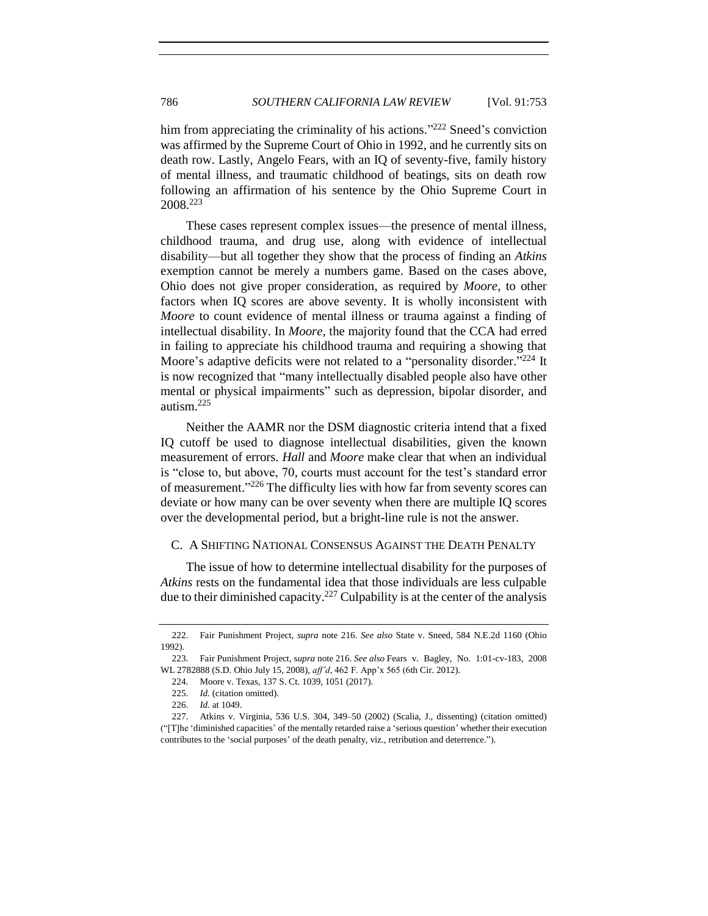him from appreciating the criminality of his actions."[222] Sneed's conviction was affirmed by the Supreme Court of Ohio in 1992, and he currently sits on death row. Lastly, Angelo Fears, with an IQ of seventy-five, family history of mental illness, and traumatic childhood of beatings, sits on death row following an affirmation of his sentence by the Ohio Supreme Court in 2008.[223]

These cases represent complex issues—the presence of mental illness, childhood trauma, and drug use, along with evidence of intellectual disability—but all together they show that the process of finding an *Atkins* exemption cannot be merely a numbers game. Based on the cases above, Ohio does not give proper consideration, as required by *Moore*, to other factors when IQ scores are above seventy. It is wholly inconsistent with *Moore* to count evidence of mental illness or trauma against a finding of intellectual disability. In *Moore*, the majority found that the CCA had erred in failing to appreciate his childhood trauma and requiring a showing that Moore's adaptive deficits were not related to a "personality disorder."[224] It is now recognized that "many intellectually disabled people also have other mental or physical impairments" such as depression, bipolar disorder, and autism.[225]

Neither the AAMR nor the DSM diagnostic criteria intend that a fixed IQ cutoff be used to diagnose intellectual disabilities, given the known measurement of errors. *Hall* and *Moore* make clear that when an individual is "close to, but above, 70, courts must account for the test's standard error of measurement."[226] The difficulty lies with how far from seventy scores can deviate or how many can be over seventy when there are multiple IQ scores over the developmental period, but a bright-line rule is not the answer.

### C. A SHIFTING NATIONAL CONSENSUS AGAINST THE DEATH PENALTY

The issue of how to determine intellectual disability for the purposes of *Atkins* rests on the fundamental idea that those individuals are less culpable due to their diminished capacity.[227] Culpability is at the center of the analysis

---

222. Fair Punishment Project, *supra* note 216. *See also* State v. Sneed, 584 N.E.2d 1160 (Ohio 1992).

223. Fair Punishment Project, *supra* note 216. *See also* Fears v. Bagley, No. 1:01-cv-183, 2008 WL 2782888 (S.D. Ohio July 15, 2008), *aff'd*, 462 F. App'x 565 (6th Cir. 2012).

224. Moore v. Texas, 137 S. Ct. 1039, 1051 (2017).

225. *Id.* (citation omitted).

226. *Id.* at 1049.

227. Atkins v. Virginia, 536 U.S. 304, 349–50 (2002) (Scalia, J., dissenting) (citation omitted) ("[T]he 'diminished capacities' of the mentally retarded raise a 'serious question' whether their execution contributes to the 'social purposes' of the death penalty, viz., retribution and deterrence.").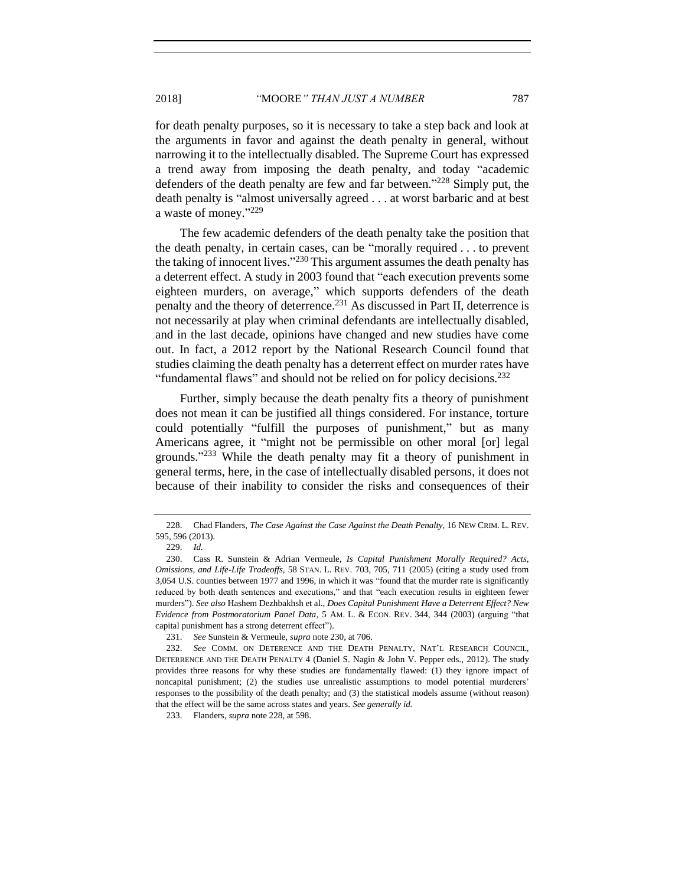for death penalty purposes, so it is necessary to take a step back and look at the arguments in favor and against the death penalty in general, without narrowing it to the intellectually disabled. The Supreme Court has expressed a trend away from imposing the death penalty, and today "academic defenders of the death penalty are few and far between."[228] Simply put, the death penalty is "almost universally agreed . . . at worst barbaric and at best a waste of money."[229]

The few academic defenders of the death penalty take the position that the death penalty, in certain cases, can be "morally required . . . to prevent the taking of innocent lives."[230] This argument assumes the death penalty has a deterrent effect. A study in 2003 found that "each execution prevents some eighteen murders, on average," which supports defenders of the death penalty and the theory of deterrence.[231] As discussed in Part II, deterrence is not necessarily at play when criminal defendants are intellectually disabled, and in the last decade, opinions have changed and new studies have come out. In fact, a 2012 report by the National Research Council found that studies claiming the death penalty has a deterrent effect on murder rates have "fundamental flaws" and should not be relied on for policy decisions.[232]

Further, simply because the death penalty fits a theory of punishment does not mean it can be justified all things considered. For instance, torture could potentially "fulfill the purposes of punishment," but as many Americans agree, it "might not be permissible on other moral [or] legal grounds."[233] While the death penalty may fit a theory of punishment in general terms, here, in the case of intellectually disabled persons, it does not because of their inability to consider the risks and consequences of their

---

228. Chad Flanders, *The Case Against the Case Against the Death Penalty*, 16 NEW CRIM. L. REV. 595, 596 (2013).

229. *Id.*

230. Cass R. Sunstein & Adrian Vermeule, *Is Capital Punishment Morally Required? Acts, Omissions, and Life-Life Tradeoffs*, 58 STAN. L. REV. 703, 705, 711 (2005) (citing a study used from 3,054 U.S. counties between 1977 and 1996, in which it was "found that the murder rate is significantly reduced by both death sentences and executions," and that "each execution results in eighteen fewer murders"). *See also* Hashem Dezhbakhsh et al., *Does Capital Punishment Have a Deterrent Effect? New Evidence from Postmoratorium Panel Data*, 5 AM. L. & ECON. REV. 344, 344 (2003) (arguing "that capital punishment has a strong deterrent effect").

231. *See* Sunstein & Vermeule, *supra* note 230, at 706.

232. *See* COMM. ON DETERENCE AND THE DEATH PENALTY, NAT'L RESEARCH COUNCIL, DETERRENCE AND THE DEATH PENALTY 4 (Daniel S. Nagin & John V. Pepper eds., 2012). The study provides three reasons for why these studies are fundamentally flawed: (1) they ignore impact of noncapital punishment; (2) the studies use unrealistic assumptions to model potential murderers' responses to the possibility of the death penalty; and (3) the statistical models assume (without reason) that the effect will be the same across states and years. *See generally id.*

233. Flanders, *supra* note 228, at 598.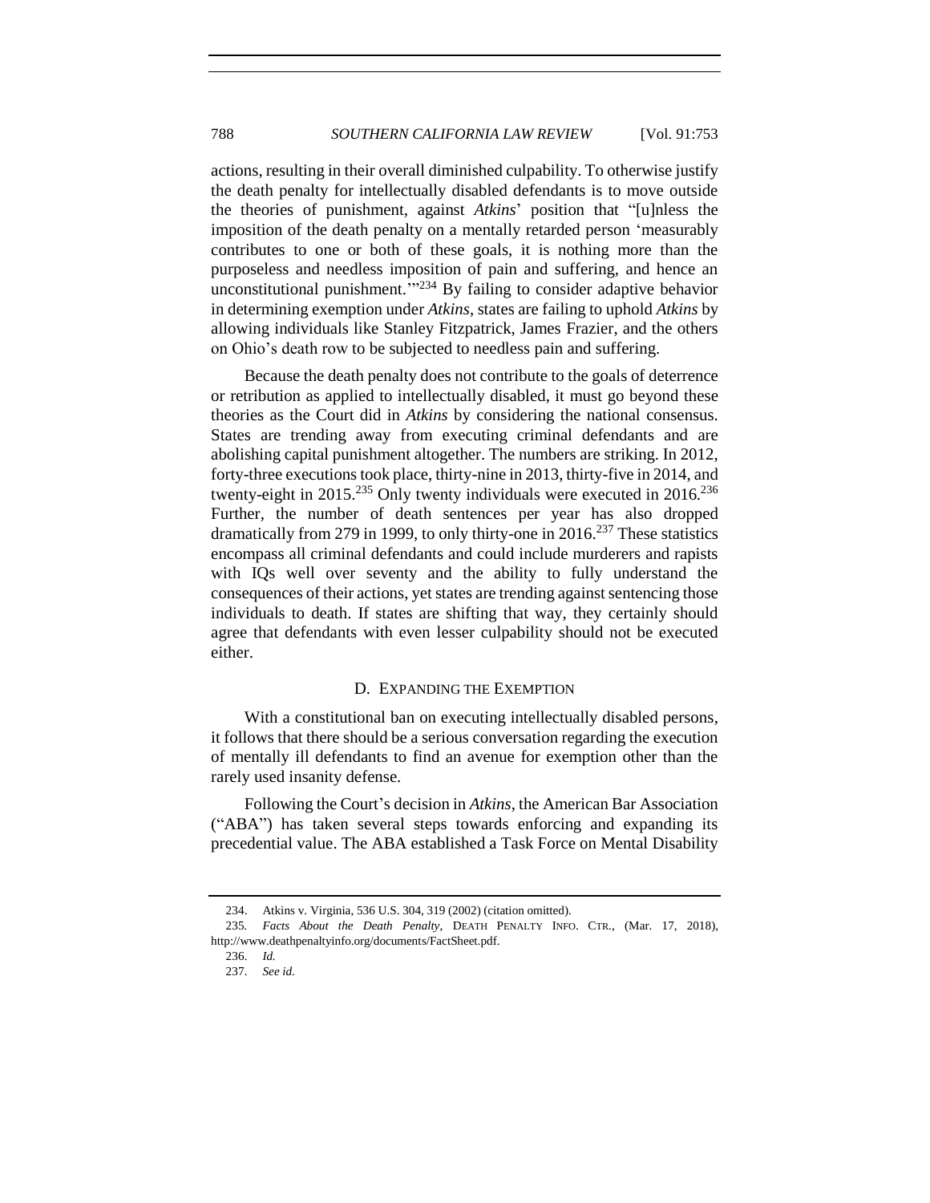actions, resulting in their overall diminished culpability. To otherwise justify the death penalty for intellectually disabled defendants is to move outside the theories of punishment, against *Atkins*' position that "[u]nless the imposition of the death penalty on a mentally retarded person 'measurably contributes to one or both of these goals, it is nothing more than the purposeless and needless imposition of pain and suffering, and hence an unconstitutional punishment.'"[234] By failing to consider adaptive behavior in determining exemption under *Atkins*, states are failing to uphold *Atkins* by allowing individuals like Stanley Fitzpatrick, James Frazier, and the others on Ohio's death row to be subjected to needless pain and suffering.

Because the death penalty does not contribute to the goals of deterrence or retribution as applied to intellectually disabled, it must go beyond these theories as the Court did in *Atkins* by considering the national consensus. States are trending away from executing criminal defendants and are abolishing capital punishment altogether. The numbers are striking. In 2012, forty-three executions took place, thirty-nine in 2013, thirty-five in 2014, and twenty-eight in 2015.[235] Only twenty individuals were executed in 2016.[236] Further, the number of death sentences per year has also dropped dramatically from 279 in 1999, to only thirty-one in 2016.[237] These statistics encompass all criminal defendants and could include murderers and rapists with IQs well over seventy and the ability to fully understand the consequences of their actions, yet states are trending against sentencing those individuals to death. If states are shifting that way, they certainly should agree that defendants with even lesser culpability should not be executed either.

### D. EXPANDING THE EXEMPTION

With a constitutional ban on executing intellectually disabled persons, it follows that there should be a serious conversation regarding the execution of mentally ill defendants to find an avenue for exemption other than the rarely used insanity defense.

Following the Court's decision in *Atkins*, the American Bar Association ("ABA") has taken several steps towards enforcing and expanding its precedential value. The ABA established a Task Force on Mental Disability

---

234. Atkins v. Virginia, 536 U.S. 304, 319 (2002) (citation omitted).

235. *Facts About the Death Penalty*, DEATH PENALTY INFO. CTR., (Mar. 17, 2018), http://www.deathpenaltyinfo.org/documents/FactSheet.pdf.

236. *Id.*

237. *See id.*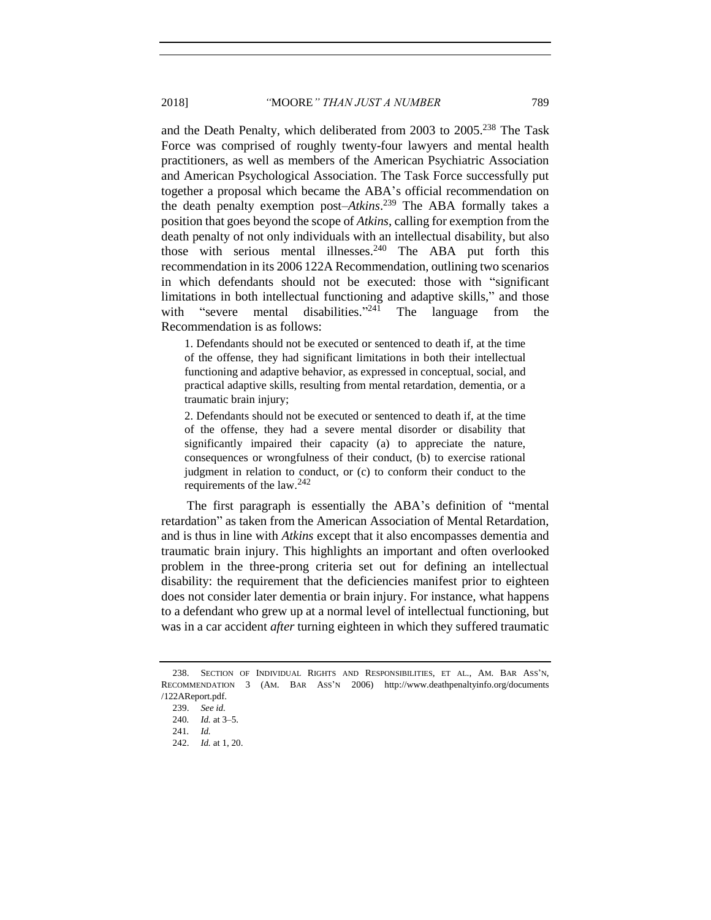and the Death Penalty, which deliberated from 2003 to 2005.[238] The Task Force was comprised of roughly twenty-four lawyers and mental health practitioners, as well as members of the American Psychiatric Association and American Psychological Association. The Task Force successfully put together a proposal which became the ABA's official recommendation on the death penalty exemption post–*Atkins*.[239] The ABA formally takes a position that goes beyond the scope of *Atkins*, calling for exemption from the death penalty of not only individuals with an intellectual disability, but also those with serious mental illnesses.[240] The ABA put forth this recommendation in its 2006 122A Recommendation, outlining two scenarios in which defendants should not be executed: those with "significant limitations in both intellectual functioning and adaptive skills," and those with "severe mental disabilities."[241] The language from the Recommendation is as follows:

> 1. Defendants should not be executed or sentenced to death if, at the time of the offense, they had significant limitations in both their intellectual functioning and adaptive behavior, as expressed in conceptual, social, and practical adaptive skills, resulting from mental retardation, dementia, or a traumatic brain injury;
>
> 2. Defendants should not be executed or sentenced to death if, at the time of the offense, they had a severe mental disorder or disability that significantly impaired their capacity (a) to appreciate the nature, consequences or wrongfulness of their conduct, (b) to exercise rational judgment in relation to conduct, or (c) to conform their conduct to the requirements of the law.[242]

The first paragraph is essentially the ABA's definition of "mental retardation" as taken from the American Association of Mental Retardation, and is thus in line with *Atkins* except that it also encompasses dementia and traumatic brain injury. This highlights an important and often overlooked problem in the three-prong criteria set out for defining an intellectual disability: the requirement that the deficiencies manifest prior to eighteen does not consider later dementia or brain injury. For instance, what happens to a defendant who grew up at a normal level of intellectual functioning, but was in a car accident *after* turning eighteen in which they suffered traumatic

---

238. SECTION OF INDIVIDUAL RIGHTS AND RESPONSIBILITIES, ET AL., AM. BAR ASS'N, RECOMMENDATION 3 (AM. BAR ASS'N 2006) http://www.deathpenaltyinfo.org/documents/122AReport.pdf.

239. *See id.*

240. *Id.* at 3–5.

241. *Id.*

242. *Id.* at 1, 20.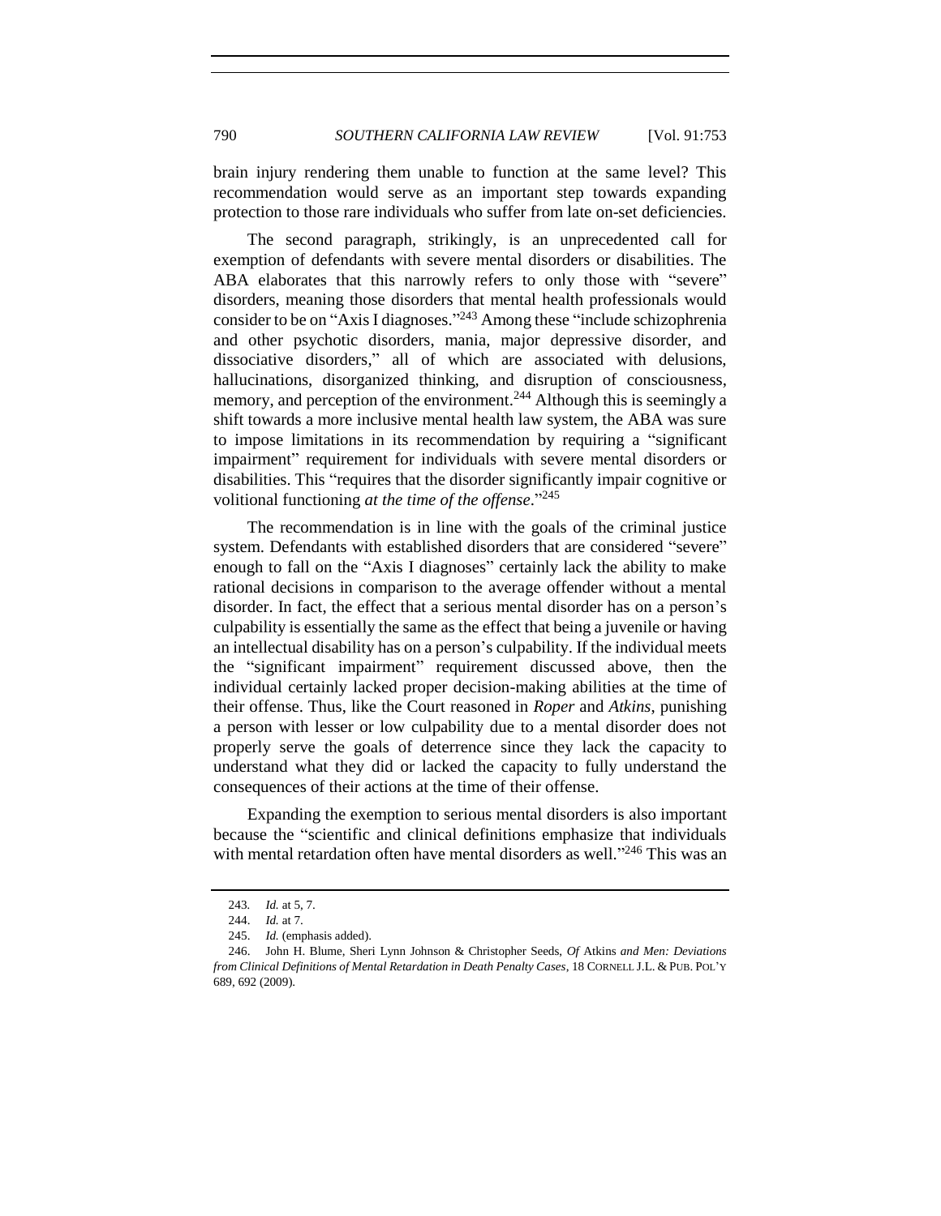brain injury rendering them unable to function at the same level? This recommendation would serve as an important step towards expanding protection to those rare individuals who suffer from late on-set deficiencies.

The second paragraph, strikingly, is an unprecedented call for exemption of defendants with severe mental disorders or disabilities. The ABA elaborates that this narrowly refers to only those with "severe" disorders, meaning those disorders that mental health professionals would consider to be on "Axis I diagnoses."[243] Among these "include schizophrenia and other psychotic disorders, mania, major depressive disorder, and dissociative disorders," all of which are associated with delusions, hallucinations, disorganized thinking, and disruption of consciousness, memory, and perception of the environment.[244] Although this is seemingly a shift towards a more inclusive mental health law system, the ABA was sure to impose limitations in its recommendation by requiring a "significant impairment" requirement for individuals with severe mental disorders or disabilities. This "requires that the disorder significantly impair cognitive or volitional functioning *at the time of the offense*."[245]

The recommendation is in line with the goals of the criminal justice system. Defendants with established disorders that are considered "severe" enough to fall on the "Axis I diagnoses" certainly lack the ability to make rational decisions in comparison to the average offender without a mental disorder. In fact, the effect that a serious mental disorder has on a person's culpability is essentially the same as the effect that being a juvenile or having an intellectual disability has on a person's culpability. If the individual meets the "significant impairment" requirement discussed above, then the individual certainly lacked proper decision-making abilities at the time of their offense. Thus, like the Court reasoned in *Roper* and *Atkins*, punishing a person with lesser or low culpability due to a mental disorder does not properly serve the goals of deterrence since they lack the capacity to understand what they did or lacked the capacity to fully understand the consequences of their actions at the time of their offense.

Expanding the exemption to serious mental disorders is also important because the "scientific and clinical definitions emphasize that individuals with mental retardation often have mental disorders as well."[246] This was an

---

243. *Id.* at 5, 7.

244. *Id.* at 7.

245. *Id.* (emphasis added).

246. John H. Blume, Sheri Lynn Johnson & Christopher Seeds, *Of* Atkins *and Men: Deviations from Clinical Definitions of Mental Retardation in Death Penalty Cases*, 18 CORNELL J.L. & PUB. POL'Y 689, 692 (2009).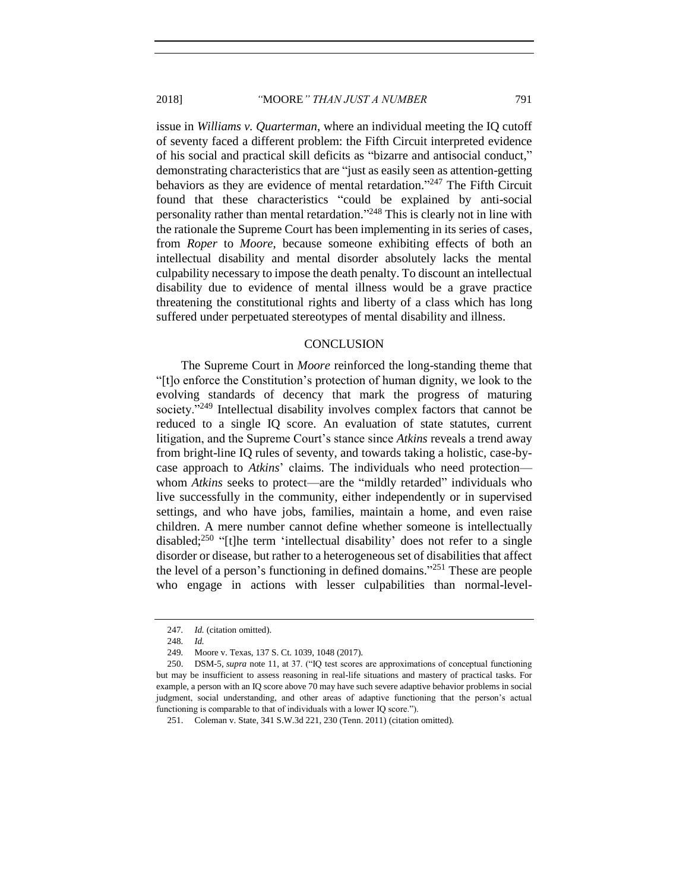issue in *Williams v. Quarterman*, where an individual meeting the IQ cutoff of seventy faced a different problem: the Fifth Circuit interpreted evidence of his social and practical skill deficits as "bizarre and antisocial conduct," demonstrating characteristics that are "just as easily seen as attention-getting behaviors as they are evidence of mental retardation."[247] The Fifth Circuit found that these characteristics "could be explained by anti-social personality rather than mental retardation."[248] This is clearly not in line with the rationale the Supreme Court has been implementing in its series of cases, from *Roper* to *Moore*, because someone exhibiting effects of both an intellectual disability and mental disorder absolutely lacks the mental culpability necessary to impose the death penalty. To discount an intellectual disability due to evidence of mental illness would be a grave practice threatening the constitutional rights and liberty of a class which has long suffered under perpetuated stereotypes of mental disability and illness.

## CONCLUSION

The Supreme Court in *Moore* reinforced the long-standing theme that "[t]o enforce the Constitution's protection of human dignity, we look to the evolving standards of decency that mark the progress of maturing society."[249] Intellectual disability involves complex factors that cannot be reduced to a single IQ score. An evaluation of state statutes, current litigation, and the Supreme Court's stance since *Atkins* reveals a trend away from bright-line IQ rules of seventy, and towards taking a holistic, case-by-case approach to *Atkins*' claims. The individuals who need protection—whom *Atkins* seeks to protect—are the "mildly retarded" individuals who live successfully in the community, either independently or in supervised settings, and who have jobs, families, maintain a home, and even raise children. A mere number cannot define whether someone is intellectually disabled;[250] "[t]he term 'intellectual disability' does not refer to a single disorder or disease, but rather to a heterogeneous set of disabilities that affect the level of a person's functioning in defined domains."[251] These are people who engage in actions with lesser culpabilities than normal-level-

---

247. *Id.* (citation omitted).

248. *Id.*

249. Moore v. Texas, 137 S. Ct. 1039, 1048 (2017).

250. DSM-5, *supra* note 11, at 37. ("IQ test scores are approximations of conceptual functioning but may be insufficient to assess reasoning in real-life situations and mastery of practical tasks. For example, a person with an IQ score above 70 may have such severe adaptive behavior problems in social judgment, social understanding, and other areas of adaptive functioning that the person's actual functioning is comparable to that of individuals with a lower IQ score.").

251. Coleman v. State, 341 S.W.3d 221, 230 (Tenn. 2011) (citation omitted).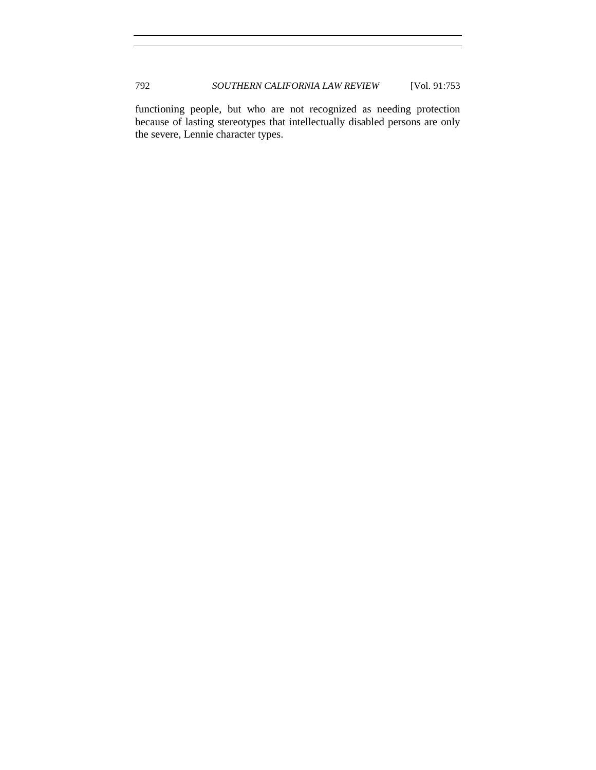functioning people, but who are not recognized as needing protection because of lasting stereotypes that intellectually disabled persons are only the severe, Lennie character types.